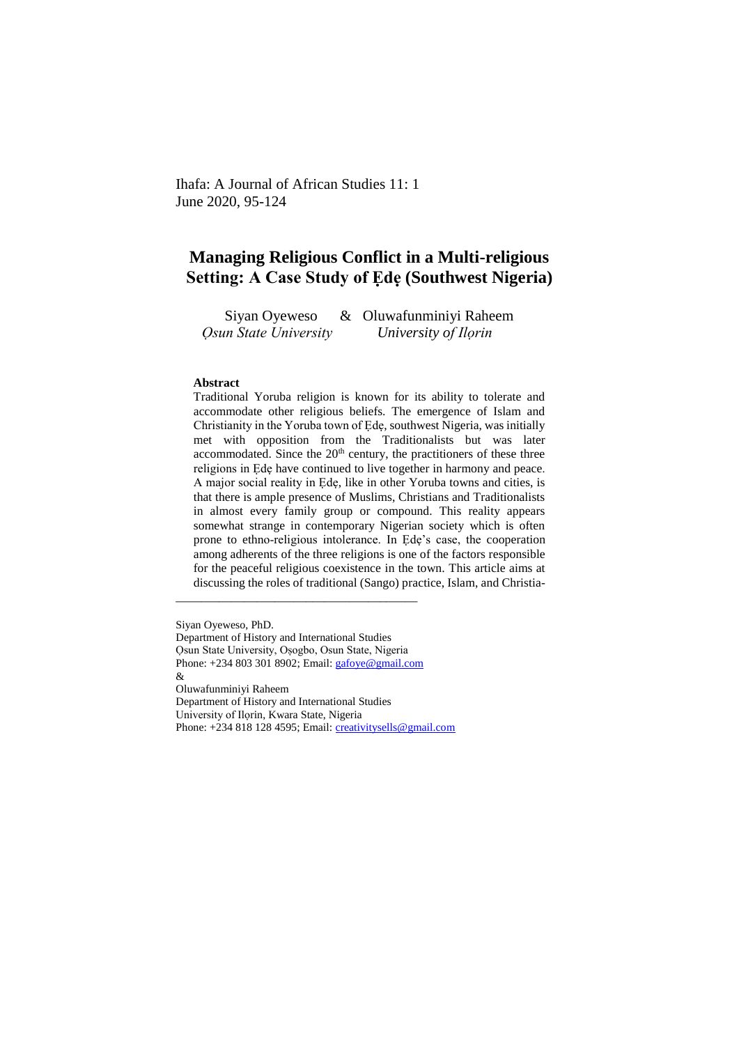Ihafa: A Journal of African Studies 11: 1
June 2020, 95-124

# Managing Religious Conflict in a Multi-religious Setting: A Case Study of Ẹdẹ (Southwest Nigeria)

Siyan Oyeweso & Oluwafunminiyi Raheem

*Ọsun State University* *University of Ilọrin*

**Abstract**

Traditional Yoruba religion is known for its ability to tolerate and accommodate other religious beliefs. The emergence of Islam and Christianity in the Yoruba town of Ẹdẹ, southwest Nigeria, was initially met with opposition from the Traditionalists but was later accommodated. Since the 20th century, the practitioners of these three religions in Ẹdẹ have continued to live together in harmony and peace. A major social reality in Ẹdẹ, like in other Yoruba towns and cities, is that there is ample presence of Muslims, Christians and Traditionalists in almost every family group or compound. This reality appears somewhat strange in contemporary Nigerian society which is often prone to ethno-religious intolerance. In Ẹdẹ's case, the cooperation among adherents of the three religions is one of the factors responsible for the peaceful religious coexistence in the town. This article aims at discussing the roles of traditional (Sango) practice, Islam, and Christia-

---

Siyan Oyeweso, PhD.
Department of History and International Studies
Ọsun State University, Ọṣogbo, Osun State, Nigeria
Phone: +234 803 301 8902; Email: gafoye@gmail.com
&
Oluwafunminiyi Raheem
Department of History and International Studies
University of Ilọrin, Kwara State, Nigeria
Phone: +234 818 128 4595; Email: creativitysells@gmail.com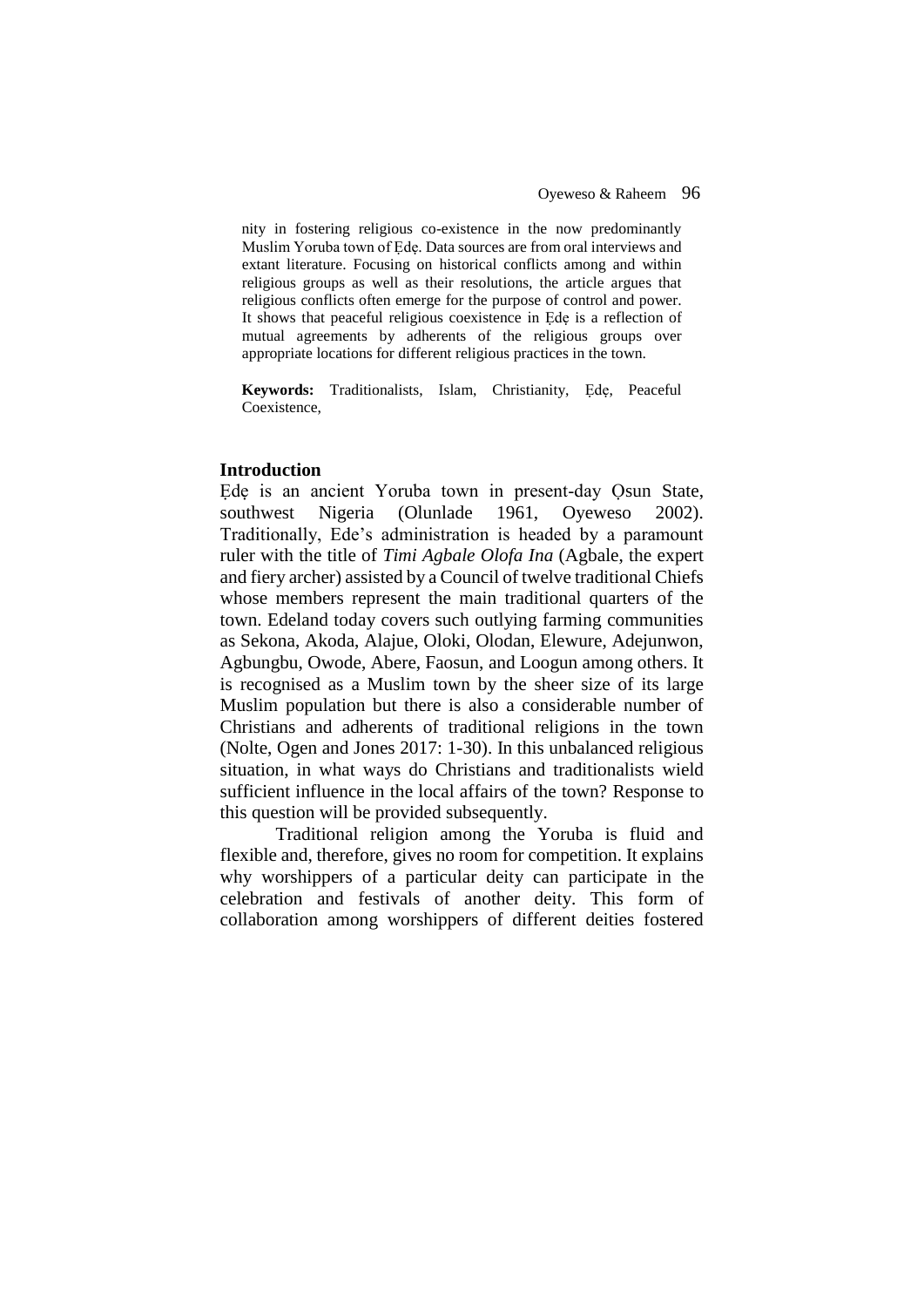nity in fostering religious co-existence in the now predominantly Muslim Yoruba town of Ẹdẹ. Data sources are from oral interviews and extant literature. Focusing on historical conflicts among and within religious groups as well as their resolutions, the article argues that religious conflicts often emerge for the purpose of control and power. It shows that peaceful religious coexistence in Ẹdẹ is a reflection of mutual agreements by adherents of the religious groups over appropriate locations for different religious practices in the town.

**Keywords:** Traditionalists, Islam, Christianity, Ẹdẹ, Peaceful Coexistence,

## Introduction

Ẹdẹ is an ancient Yoruba town in present-day Ọsun State, southwest Nigeria (Olunlade 1961, Oyeweso 2002). Traditionally, Ede's administration is headed by a paramount ruler with the title of *Timi Agbale Olofa Ina* (Agbale, the expert and fiery archer) assisted by a Council of twelve traditional Chiefs whose members represent the main traditional quarters of the town. Edeland today covers such outlying farming communities as Sekona, Akoda, Alajue, Oloki, Olodan, Elewure, Adejunwon, Agbungbu, Owode, Abere, Faosun, and Loogun among others. It is recognised as a Muslim town by the sheer size of its large Muslim population but there is also a considerable number of Christians and adherents of traditional religions in the town (Nolte, Ogen and Jones 2017: 1-30). In this unbalanced religious situation, in what ways do Christians and traditionalists wield sufficient influence in the local affairs of the town? Response to this question will be provided subsequently.

Traditional religion among the Yoruba is fluid and flexible and, therefore, gives no room for competition. It explains why worshippers of a particular deity can participate in the celebration and festivals of another deity. This form of collaboration among worshippers of different deities fostered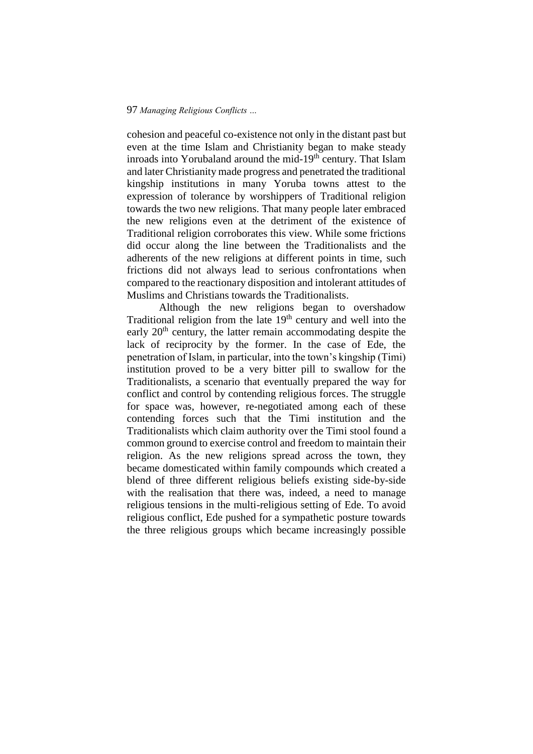cohesion and peaceful co-existence not only in the distant past but even at the time Islam and Christianity began to make steady inroads into Yorubaland around the mid-19th century. That Islam and later Christianity made progress and penetrated the traditional kingship institutions in many Yoruba towns attest to the expression of tolerance by worshippers of Traditional religion towards the two new religions. That many people later embraced the new religions even at the detriment of the existence of Traditional religion corroborates this view. While some frictions did occur along the line between the Traditionalists and the adherents of the new religions at different points in time, such frictions did not always lead to serious confrontations when compared to the reactionary disposition and intolerant attitudes of Muslims and Christians towards the Traditionalists.

Although the new religions began to overshadow Traditional religion from the late 19th century and well into the early 20th century, the latter remain accommodating despite the lack of reciprocity by the former. In the case of Ede, the penetration of Islam, in particular, into the town's kingship (Timi) institution proved to be a very bitter pill to swallow for the Traditionalists, a scenario that eventually prepared the way for conflict and control by contending religious forces. The struggle for space was, however, re-negotiated among each of these contending forces such that the Timi institution and the Traditionalists which claim authority over the Timi stool found a common ground to exercise control and freedom to maintain their religion. As the new religions spread across the town, they became domesticated within family compounds which created a blend of three different religious beliefs existing side-by-side with the realisation that there was, indeed, a need to manage religious tensions in the multi-religious setting of Ede. To avoid religious conflict, Ede pushed for a sympathetic posture towards the three religious groups which became increasingly possible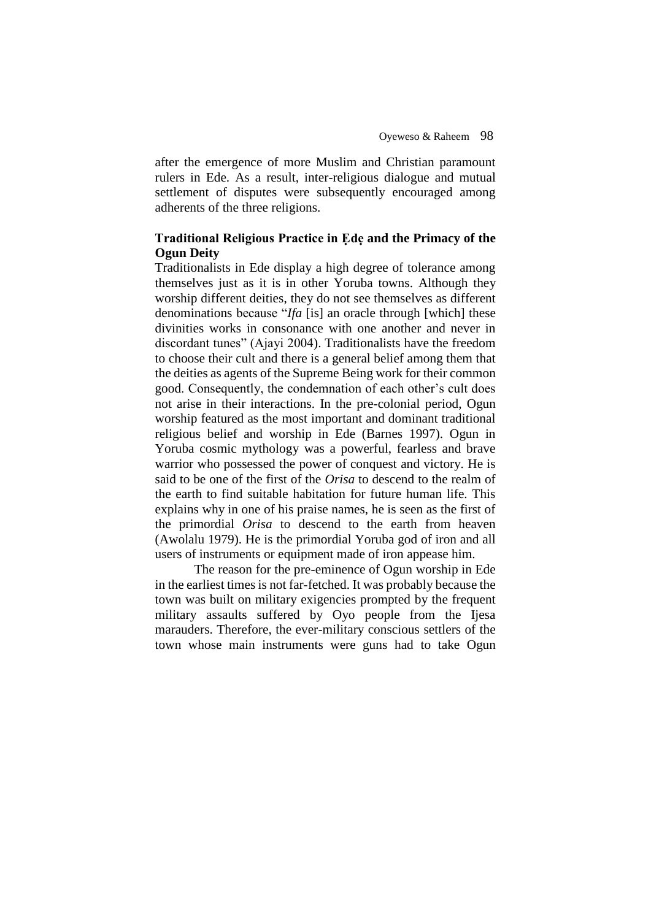after the emergence of more Muslim and Christian paramount rulers in Ede. As a result, inter-religious dialogue and mutual settlement of disputes were subsequently encouraged among adherents of the three religions.

## Traditional Religious Practice in Ẹdẹ and the Primacy of the Ogun Deity

Traditionalists in Ede display a high degree of tolerance among themselves just as it is in other Yoruba towns. Although they worship different deities, they do not see themselves as different denominations because "*Ifa* [is] an oracle through [which] these divinities works in consonance with one another and never in discordant tunes" (Ajayi 2004). Traditionalists have the freedom to choose their cult and there is a general belief among them that the deities as agents of the Supreme Being work for their common good. Consequently, the condemnation of each other's cult does not arise in their interactions. In the pre-colonial period, Ogun worship featured as the most important and dominant traditional religious belief and worship in Ede (Barnes 1997). Ogun in Yoruba cosmic mythology was a powerful, fearless and brave warrior who possessed the power of conquest and victory. He is said to be one of the first of the *Orisa* to descend to the realm of the earth to find suitable habitation for future human life. This explains why in one of his praise names, he is seen as the first of the primordial *Orisa* to descend to the earth from heaven (Awolalu 1979). He is the primordial Yoruba god of iron and all users of instruments or equipment made of iron appease him.

The reason for the pre-eminence of Ogun worship in Ede in the earliest times is not far-fetched. It was probably because the town was built on military exigencies prompted by the frequent military assaults suffered by Oyo people from the Ijesa marauders. Therefore, the ever-military conscious settlers of the town whose main instruments were guns had to take Ogun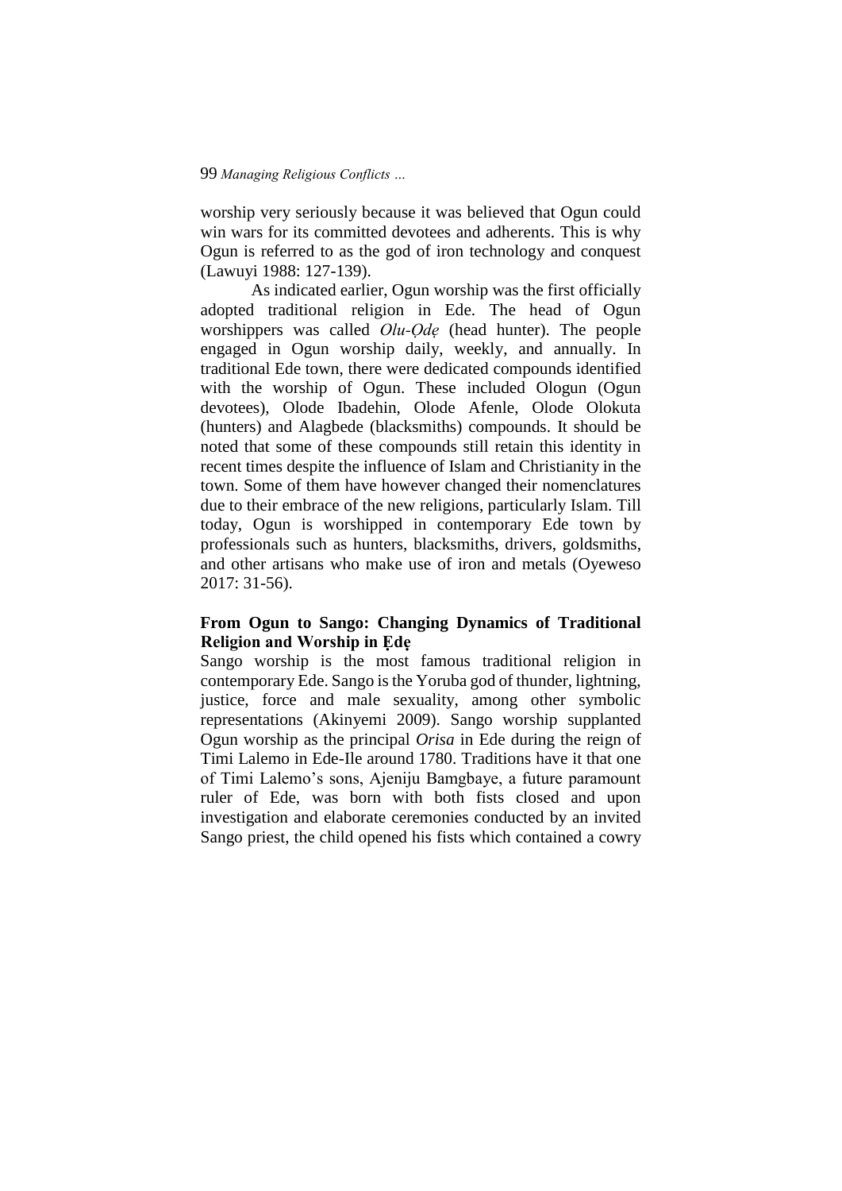worship very seriously because it was believed that Ogun could win wars for its committed devotees and adherents. This is why Ogun is referred to as the god of iron technology and conquest (Lawuyi 1988: 127-139).

As indicated earlier, Ogun worship was the first officially adopted traditional religion in Ede. The head of Ogun worshippers was called *Olu-Ọdẹ* (head hunter). The people engaged in Ogun worship daily, weekly, and annually. In traditional Ede town, there were dedicated compounds identified with the worship of Ogun. These included Ologun (Ogun devotees), Olode Ibadehin, Olode Afenle, Olode Olokuta (hunters) and Alagbede (blacksmiths) compounds. It should be noted that some of these compounds still retain this identity in recent times despite the influence of Islam and Christianity in the town. Some of them have however changed their nomenclatures due to their embrace of the new religions, particularly Islam. Till today, Ogun is worshipped in contemporary Ede town by professionals such as hunters, blacksmiths, drivers, goldsmiths, and other artisans who make use of iron and metals (Oyeweso 2017: 31-56).

## From Ogun to Sango: Changing Dynamics of Traditional Religion and Worship in Ẹdẹ

Sango worship is the most famous traditional religion in contemporary Ede. Sango is the Yoruba god of thunder, lightning, justice, force and male sexuality, among other symbolic representations (Akinyemi 2009). Sango worship supplanted Ogun worship as the principal *Orisa* in Ede during the reign of Timi Lalemo in Ede-Ile around 1780. Traditions have it that one of Timi Lalemo's sons, Ajeniju Bamgbaye, a future paramount ruler of Ede, was born with both fists closed and upon investigation and elaborate ceremonies conducted by an invited Sango priest, the child opened his fists which contained a cowry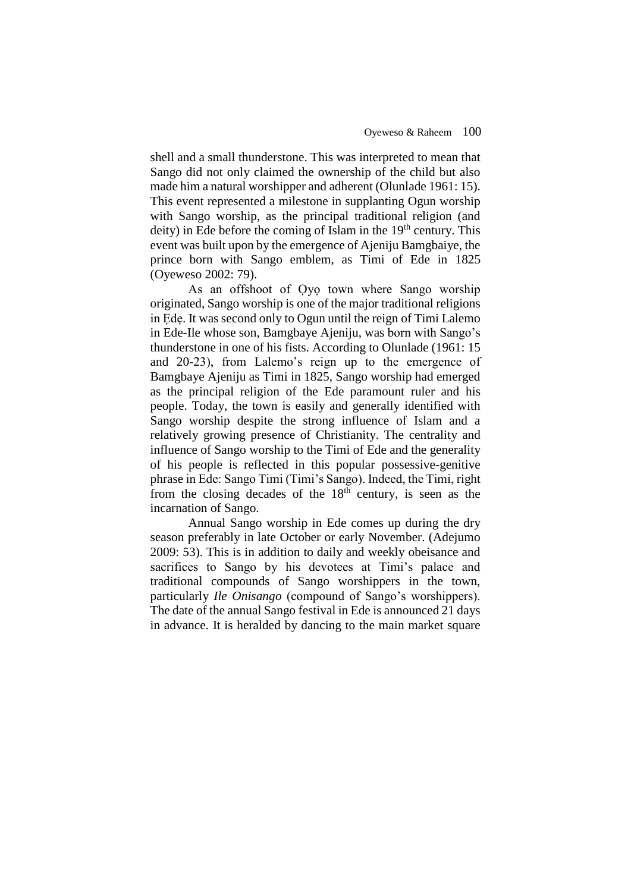shell and a small thunderstone. This was interpreted to mean that Sango did not only claimed the ownership of the child but also made him a natural worshipper and adherent (Olunlade 1961: 15). This event represented a milestone in supplanting Ogun worship with Sango worship, as the principal traditional religion (and deity) in Ede before the coming of Islam in the 19th century. This event was built upon by the emergence of Ajeniju Bamgbaiye, the prince born with Sango emblem, as Timi of Ede in 1825 (Oyeweso 2002: 79).

As an offshoot of Ọyọ town where Sango worship originated, Sango worship is one of the major traditional religions in Ẹdẹ. It was second only to Ogun until the reign of Timi Lalemo in Ede-Ile whose son, Bamgbaye Ajeniju, was born with Sango's thunderstone in one of his fists. According to Olunlade (1961: 15 and 20-23), from Lalemo's reign up to the emergence of Bamgbaye Ajeniju as Timi in 1825, Sango worship had emerged as the principal religion of the Ede paramount ruler and his people. Today, the town is easily and generally identified with Sango worship despite the strong influence of Islam and a relatively growing presence of Christianity. The centrality and influence of Sango worship to the Timi of Ede and the generality of his people is reflected in this popular possessive-genitive phrase in Ede: Sango Timi (Timi's Sango). Indeed, the Timi, right from the closing decades of the 18th century, is seen as the incarnation of Sango.

Annual Sango worship in Ede comes up during the dry season preferably in late October or early November. (Adejumo 2009: 53). This is in addition to daily and weekly obeisance and sacrifices to Sango by his devotees at Timi's palace and traditional compounds of Sango worshippers in the town, particularly *Ile Onisango* (compound of Sango's worshippers). The date of the annual Sango festival in Ede is announced 21 days in advance. It is heralded by dancing to the main market square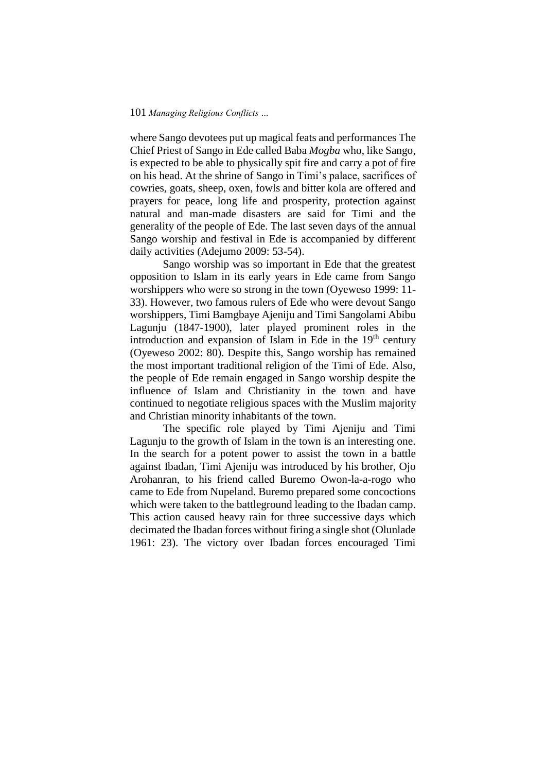where Sango devotees put up magical feats and performances The Chief Priest of Sango in Ede called Baba *Mogba* who, like Sango, is expected to be able to physically spit fire and carry a pot of fire on his head. At the shrine of Sango in Timi's palace, sacrifices of cowries, goats, sheep, oxen, fowls and bitter kola are offered and prayers for peace, long life and prosperity, protection against natural and man-made disasters are said for Timi and the generality of the people of Ede. The last seven days of the annual Sango worship and festival in Ede is accompanied by different daily activities (Adejumo 2009: 53-54).

Sango worship was so important in Ede that the greatest opposition to Islam in its early years in Ede came from Sango worshippers who were so strong in the town (Oyeweso 1999: 11-33). However, two famous rulers of Ede who were devout Sango worshippers, Timi Bamgbaye Ajeniju and Timi Sangolami Abibu Lagunju (1847-1900), later played prominent roles in the introduction and expansion of Islam in Ede in the 19th century (Oyeweso 2002: 80). Despite this, Sango worship has remained the most important traditional religion of the Timi of Ede. Also, the people of Ede remain engaged in Sango worship despite the influence of Islam and Christianity in the town and have continued to negotiate religious spaces with the Muslim majority and Christian minority inhabitants of the town.

The specific role played by Timi Ajeniju and Timi Lagunju to the growth of Islam in the town is an interesting one. In the search for a potent power to assist the town in a battle against Ibadan, Timi Ajeniju was introduced by his brother, Ojo Arohanran, to his friend called Buremo Owon-la-a-rogo who came to Ede from Nupeland. Buremo prepared some concoctions which were taken to the battleground leading to the Ibadan camp. This action caused heavy rain for three successive days which decimated the Ibadan forces without firing a single shot (Olunlade 1961: 23). The victory over Ibadan forces encouraged Timi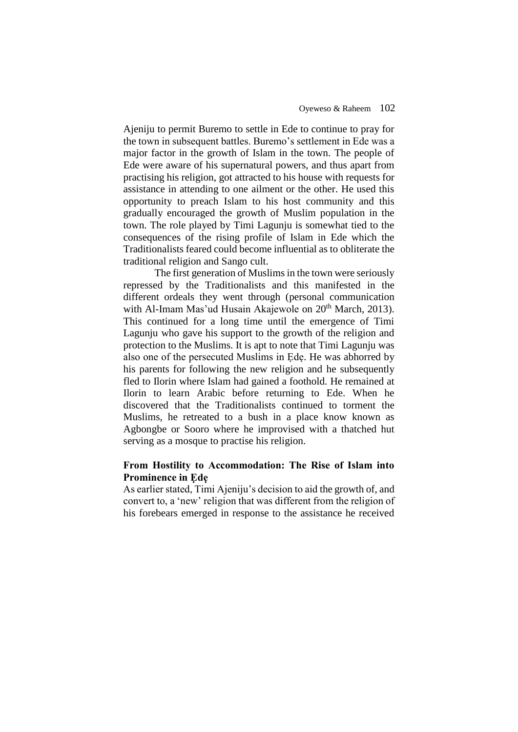Ajeniju to permit Buremo to settle in Ede to continue to pray for the town in subsequent battles. Buremo's settlement in Ede was a major factor in the growth of Islam in the town. The people of Ede were aware of his supernatural powers, and thus apart from practising his religion, got attracted to his house with requests for assistance in attending to one ailment or the other. He used this opportunity to preach Islam to his host community and this gradually encouraged the growth of Muslim population in the town. The role played by Timi Lagunju is somewhat tied to the consequences of the rising profile of Islam in Ede which the Traditionalists feared could become influential as to obliterate the traditional religion and Sango cult.

The first generation of Muslims in the town were seriously repressed by the Traditionalists and this manifested in the different ordeals they went through (personal communication with Al-Imam Mas'ud Husain Akajewole on 20th March, 2013). This continued for a long time until the emergence of Timi Lagunju who gave his support to the growth of the religion and protection to the Muslims. It is apt to note that Timi Lagunju was also one of the persecuted Muslims in Ẹdẹ. He was abhorred by his parents for following the new religion and he subsequently fled to Ilorin where Islam had gained a foothold. He remained at Ilorin to learn Arabic before returning to Ede. When he discovered that the Traditionalists continued to torment the Muslims, he retreated to a bush in a place know known as Agbongbe or Sooro where he improvised with a thatched hut serving as a mosque to practise his religion.

### From Hostility to Accommodation: The Rise of Islam into Prominence in Ẹdẹ

As earlier stated, Timi Ajeniju's decision to aid the growth of, and convert to, a 'new' religion that was different from the religion of his forebears emerged in response to the assistance he received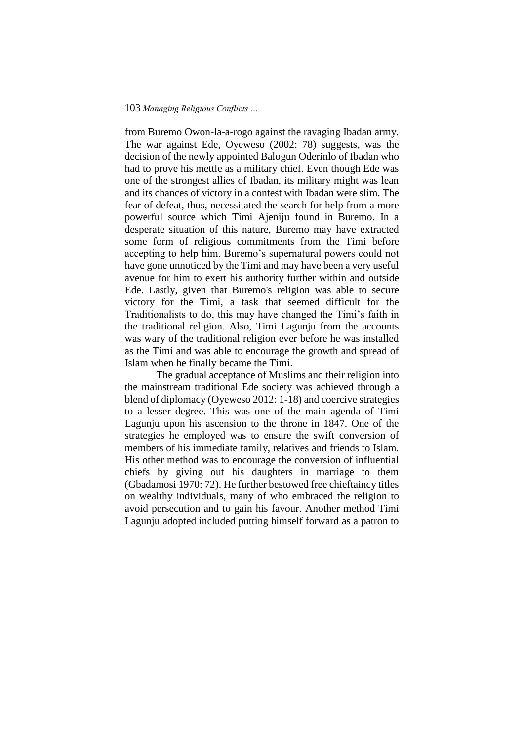from Buremo Owon-la-a-rogo against the ravaging Ibadan army. The war against Ede, Oyeweso (2002: 78) suggests, was the decision of the newly appointed Balogun Oderinlo of Ibadan who had to prove his mettle as a military chief. Even though Ede was one of the strongest allies of Ibadan, its military might was lean and its chances of victory in a contest with Ibadan were slim. The fear of defeat, thus, necessitated the search for help from a more powerful source which Timi Ajeniju found in Buremo. In a desperate situation of this nature, Buremo may have extracted some form of religious commitments from the Timi before accepting to help him. Buremo's supernatural powers could not have gone unnoticed by the Timi and may have been a very useful avenue for him to exert his authority further within and outside Ede. Lastly, given that Buremo's religion was able to secure victory for the Timi, a task that seemed difficult for the Traditionalists to do, this may have changed the Timi's faith in the traditional religion. Also, Timi Lagunju from the accounts was wary of the traditional religion ever before he was installed as the Timi and was able to encourage the growth and spread of Islam when he finally became the Timi.

The gradual acceptance of Muslims and their religion into the mainstream traditional Ede society was achieved through a blend of diplomacy (Oyeweso 2012: 1-18) and coercive strategies to a lesser degree. This was one of the main agenda of Timi Lagunju upon his ascension to the throne in 1847. One of the strategies he employed was to ensure the swift conversion of members of his immediate family, relatives and friends to Islam. His other method was to encourage the conversion of influential chiefs by giving out his daughters in marriage to them (Gbadamosi 1970: 72). He further bestowed free chieftaincy titles on wealthy individuals, many of who embraced the religion to avoid persecution and to gain his favour. Another method Timi Lagunju adopted included putting himself forward as a patron to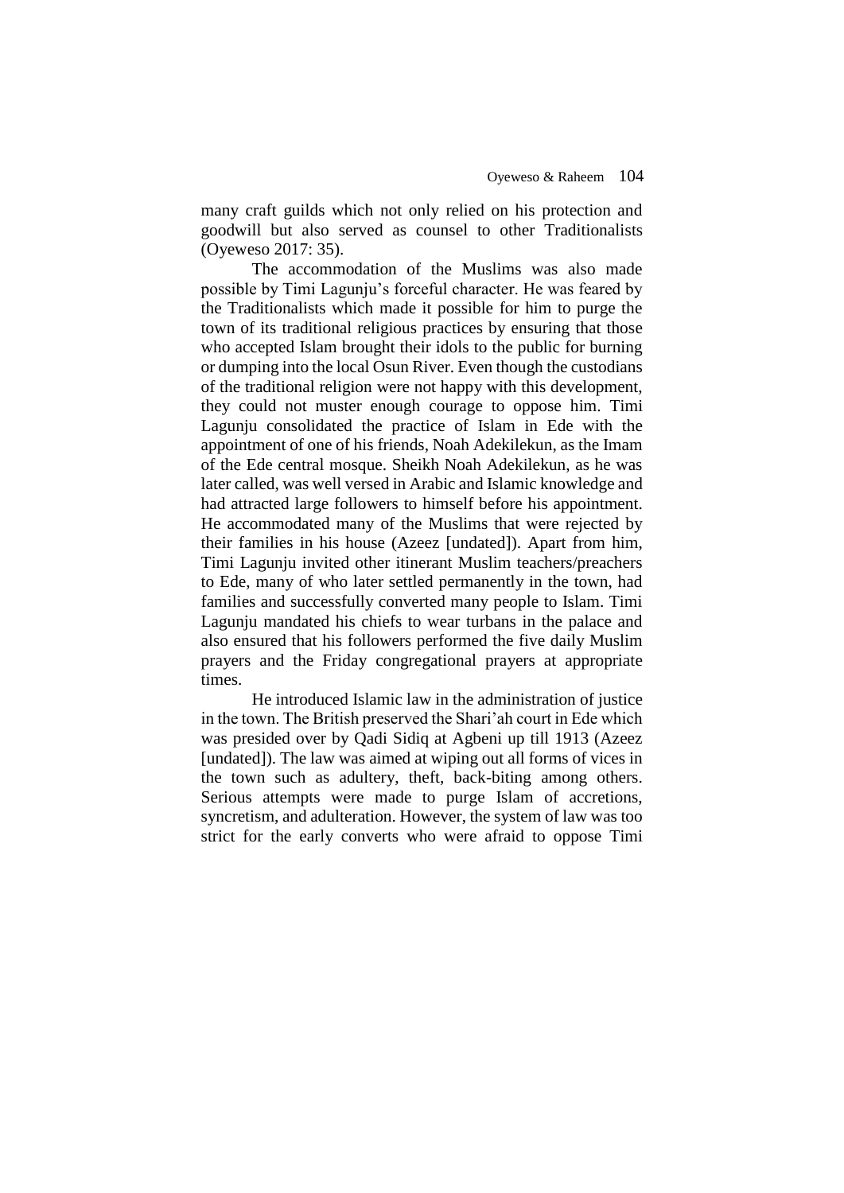many craft guilds which not only relied on his protection and goodwill but also served as counsel to other Traditionalists (Oyeweso 2017: 35).

The accommodation of the Muslims was also made possible by Timi Lagunju's forceful character. He was feared by the Traditionalists which made it possible for him to purge the town of its traditional religious practices by ensuring that those who accepted Islam brought their idols to the public for burning or dumping into the local Osun River. Even though the custodians of the traditional religion were not happy with this development, they could not muster enough courage to oppose him. Timi Lagunju consolidated the practice of Islam in Ede with the appointment of one of his friends, Noah Adekilekun, as the Imam of the Ede central mosque. Sheikh Noah Adekilekun, as he was later called, was well versed in Arabic and Islamic knowledge and had attracted large followers to himself before his appointment. He accommodated many of the Muslims that were rejected by their families in his house (Azeez [undated]). Apart from him, Timi Lagunju invited other itinerant Muslim teachers/preachers to Ede, many of who later settled permanently in the town, had families and successfully converted many people to Islam. Timi Lagunju mandated his chiefs to wear turbans in the palace and also ensured that his followers performed the five daily Muslim prayers and the Friday congregational prayers at appropriate times.

He introduced Islamic law in the administration of justice in the town. The British preserved the Shari'ah court in Ede which was presided over by Qadi Sidiq at Agbeni up till 1913 (Azeez [undated]). The law was aimed at wiping out all forms of vices in the town such as adultery, theft, back-biting among others. Serious attempts were made to purge Islam of accretions, syncretism, and adulteration. However, the system of law was too strict for the early converts who were afraid to oppose Timi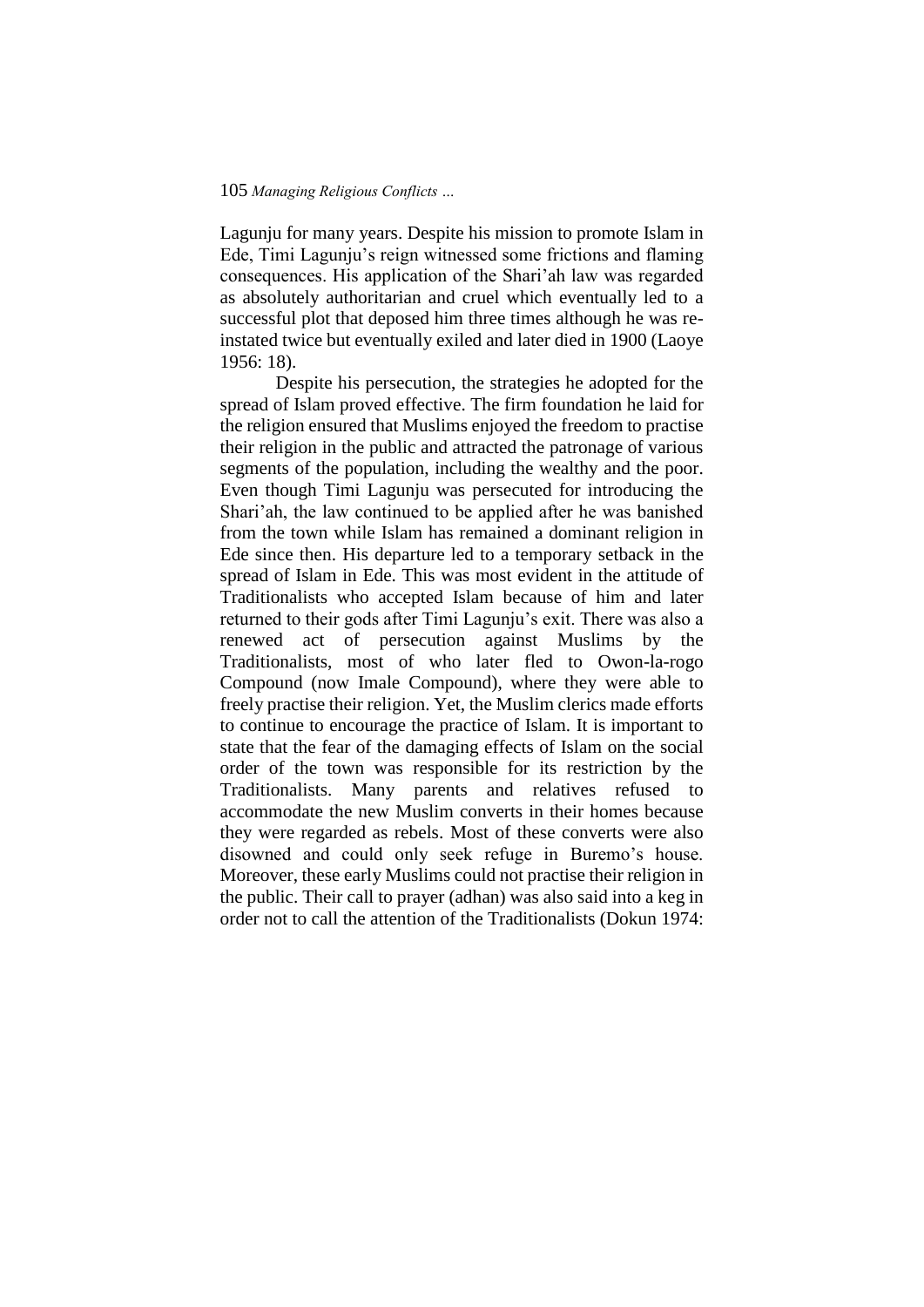Lagunju for many years. Despite his mission to promote Islam in Ede, Timi Lagunju's reign witnessed some frictions and flaming consequences. His application of the Shari'ah law was regarded as absolutely authoritarian and cruel which eventually led to a successful plot that deposed him three times although he was re-instated twice but eventually exiled and later died in 1900 (Laoye 1956: 18).

Despite his persecution, the strategies he adopted for the spread of Islam proved effective. The firm foundation he laid for the religion ensured that Muslims enjoyed the freedom to practise their religion in the public and attracted the patronage of various segments of the population, including the wealthy and the poor. Even though Timi Lagunju was persecuted for introducing the Shari'ah, the law continued to be applied after he was banished from the town while Islam has remained a dominant religion in Ede since then. His departure led to a temporary setback in the spread of Islam in Ede. This was most evident in the attitude of Traditionalists who accepted Islam because of him and later returned to their gods after Timi Lagunju's exit. There was also a renewed act of persecution against Muslims by the Traditionalists, most of who later fled to Owon-la-rogo Compound (now Imale Compound), where they were able to freely practise their religion. Yet, the Muslim clerics made efforts to continue to encourage the practice of Islam. It is important to state that the fear of the damaging effects of Islam on the social order of the town was responsible for its restriction by the Traditionalists. Many parents and relatives refused to accommodate the new Muslim converts in their homes because they were regarded as rebels. Most of these converts were also disowned and could only seek refuge in Buremo's house. Moreover, these early Muslims could not practise their religion in the public. Their call to prayer (adhan) was also said into a keg in order not to call the attention of the Traditionalists (Dokun 1974: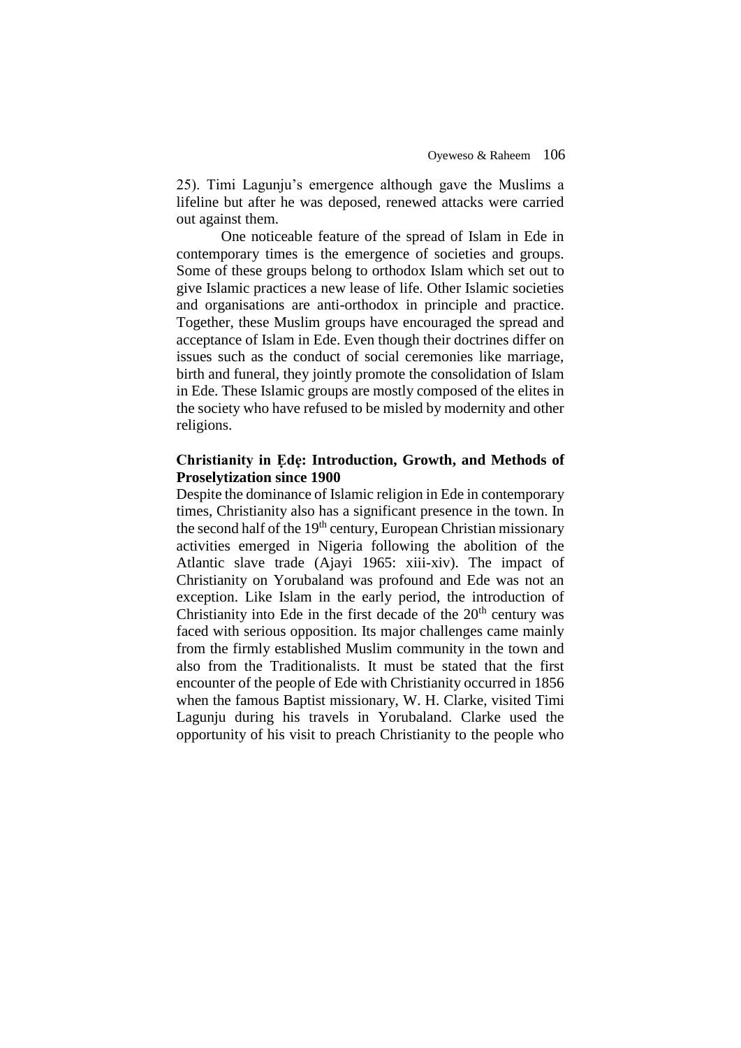25). Timi Lagunju's emergence although gave the Muslims a lifeline but after he was deposed, renewed attacks were carried out against them.

One noticeable feature of the spread of Islam in Ede in contemporary times is the emergence of societies and groups. Some of these groups belong to orthodox Islam which set out to give Islamic practices a new lease of life. Other Islamic societies and organisations are anti-orthodox in principle and practice. Together, these Muslim groups have encouraged the spread and acceptance of Islam in Ede. Even though their doctrines differ on issues such as the conduct of social ceremonies like marriage, birth and funeral, they jointly promote the consolidation of Islam in Ede. These Islamic groups are mostly composed of the elites in the society who have refused to be misled by modernity and other religions.

**Christianity in Ẹdẹ: Introduction, Growth, and Methods of Proselytization since 1900**

Despite the dominance of Islamic religion in Ede in contemporary times, Christianity also has a significant presence in the town. In the second half of the 19th century, European Christian missionary activities emerged in Nigeria following the abolition of the Atlantic slave trade (Ajayi 1965: xiii-xiv). The impact of Christianity on Yorubaland was profound and Ede was not an exception. Like Islam in the early period, the introduction of Christianity into Ede in the first decade of the 20th century was faced with serious opposition. Its major challenges came mainly from the firmly established Muslim community in the town and also from the Traditionalists. It must be stated that the first encounter of the people of Ede with Christianity occurred in 1856 when the famous Baptist missionary, W. H. Clarke, visited Timi Lagunju during his travels in Yorubaland. Clarke used the opportunity of his visit to preach Christianity to the people who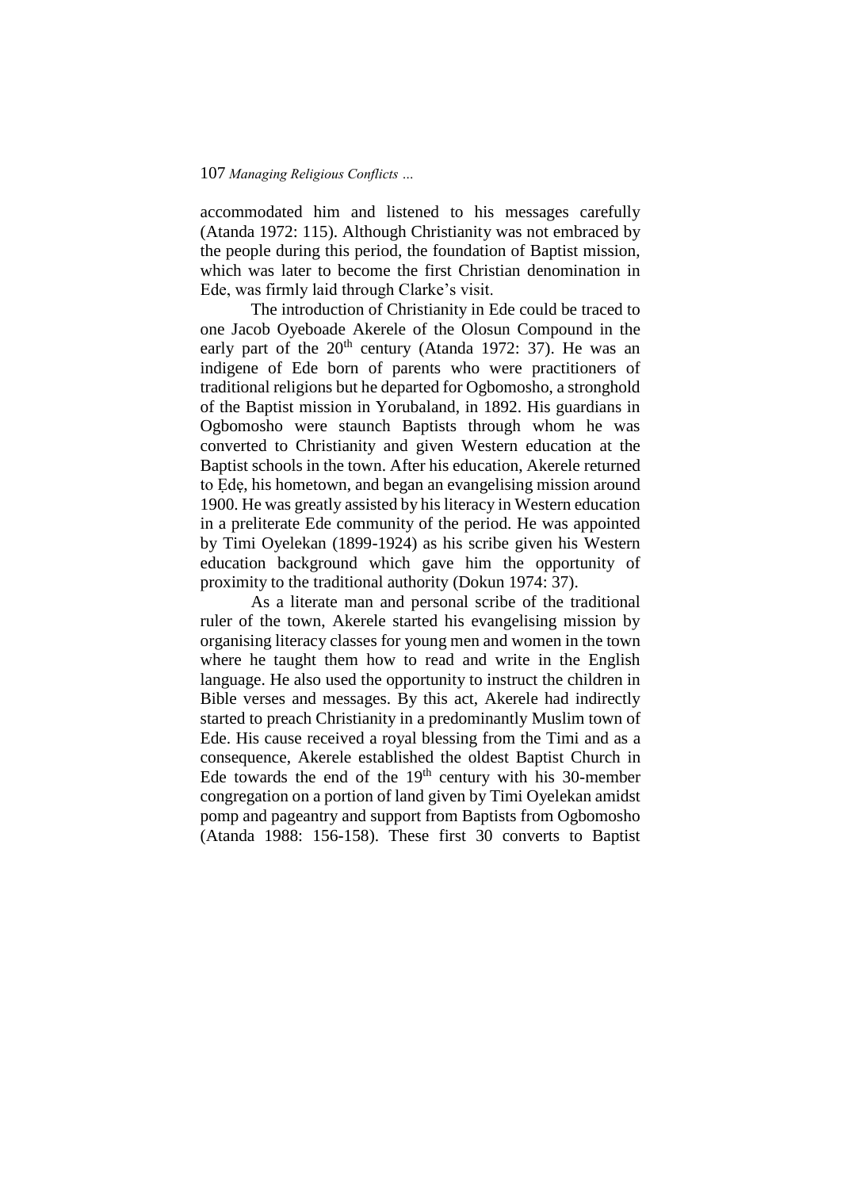accommodated him and listened to his messages carefully (Atanda 1972: 115). Although Christianity was not embraced by the people during this period, the foundation of Baptist mission, which was later to become the first Christian denomination in Ede, was firmly laid through Clarke's visit.

The introduction of Christianity in Ede could be traced to one Jacob Oyeboade Akerele of the Olosun Compound in the early part of the 20th century (Atanda 1972: 37). He was an indigene of Ede born of parents who were practitioners of traditional religions but he departed for Ogbomosho, a stronghold of the Baptist mission in Yorubaland, in 1892. His guardians in Ogbomosho were staunch Baptists through whom he was converted to Christianity and given Western education at the Baptist schools in the town. After his education, Akerele returned to Ẹdẹ, his hometown, and began an evangelising mission around 1900. He was greatly assisted by his literacy in Western education in a preliterate Ede community of the period. He was appointed by Timi Oyelekan (1899-1924) as his scribe given his Western education background which gave him the opportunity of proximity to the traditional authority (Dokun 1974: 37).

As a literate man and personal scribe of the traditional ruler of the town, Akerele started his evangelising mission by organising literacy classes for young men and women in the town where he taught them how to read and write in the English language. He also used the opportunity to instruct the children in Bible verses and messages. By this act, Akerele had indirectly started to preach Christianity in a predominantly Muslim town of Ede. His cause received a royal blessing from the Timi and as a consequence, Akerele established the oldest Baptist Church in Ede towards the end of the 19th century with his 30-member congregation on a portion of land given by Timi Oyelekan amidst pomp and pageantry and support from Baptists from Ogbomosho (Atanda 1988: 156-158). These first 30 converts to Baptist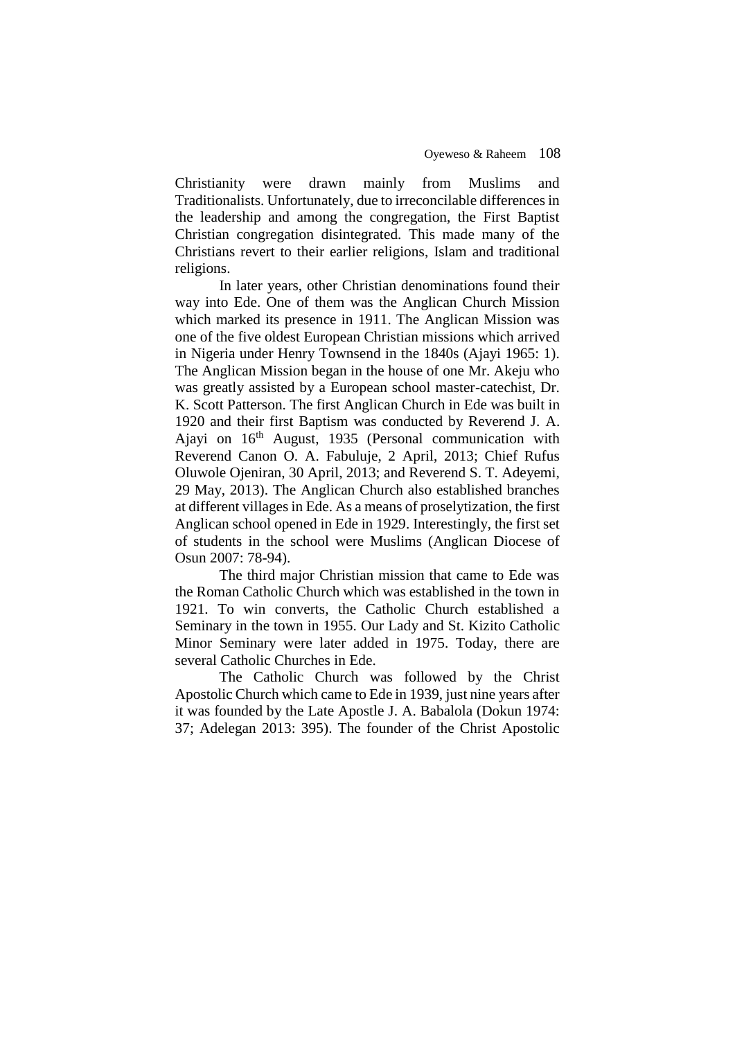Christianity were drawn mainly from Muslims and Traditionalists. Unfortunately, due to irreconcilable differences in the leadership and among the congregation, the First Baptist Christian congregation disintegrated. This made many of the Christians revert to their earlier religions, Islam and traditional religions.

In later years, other Christian denominations found their way into Ede. One of them was the Anglican Church Mission which marked its presence in 1911. The Anglican Mission was one of the five oldest European Christian missions which arrived in Nigeria under Henry Townsend in the 1840s (Ajayi 1965: 1). The Anglican Mission began in the house of one Mr. Akeju who was greatly assisted by a European school master-catechist, Dr. K. Scott Patterson. The first Anglican Church in Ede was built in 1920 and their first Baptism was conducted by Reverend J. A. Ajayi on 16th August, 1935 (Personal communication with Reverend Canon O. A. Fabuluje, 2 April, 2013; Chief Rufus Oluwole Ojeniran, 30 April, 2013; and Reverend S. T. Adeyemi, 29 May, 2013). The Anglican Church also established branches at different villages in Ede. As a means of proselytization, the first Anglican school opened in Ede in 1929. Interestingly, the first set of students in the school were Muslims (Anglican Diocese of Osun 2007: 78-94).

The third major Christian mission that came to Ede was the Roman Catholic Church which was established in the town in 1921. To win converts, the Catholic Church established a Seminary in the town in 1955. Our Lady and St. Kizito Catholic Minor Seminary were later added in 1975. Today, there are several Catholic Churches in Ede.

The Catholic Church was followed by the Christ Apostolic Church which came to Ede in 1939, just nine years after it was founded by the Late Apostle J. A. Babalola (Dokun 1974: 37; Adelegan 2013: 395). The founder of the Christ Apostolic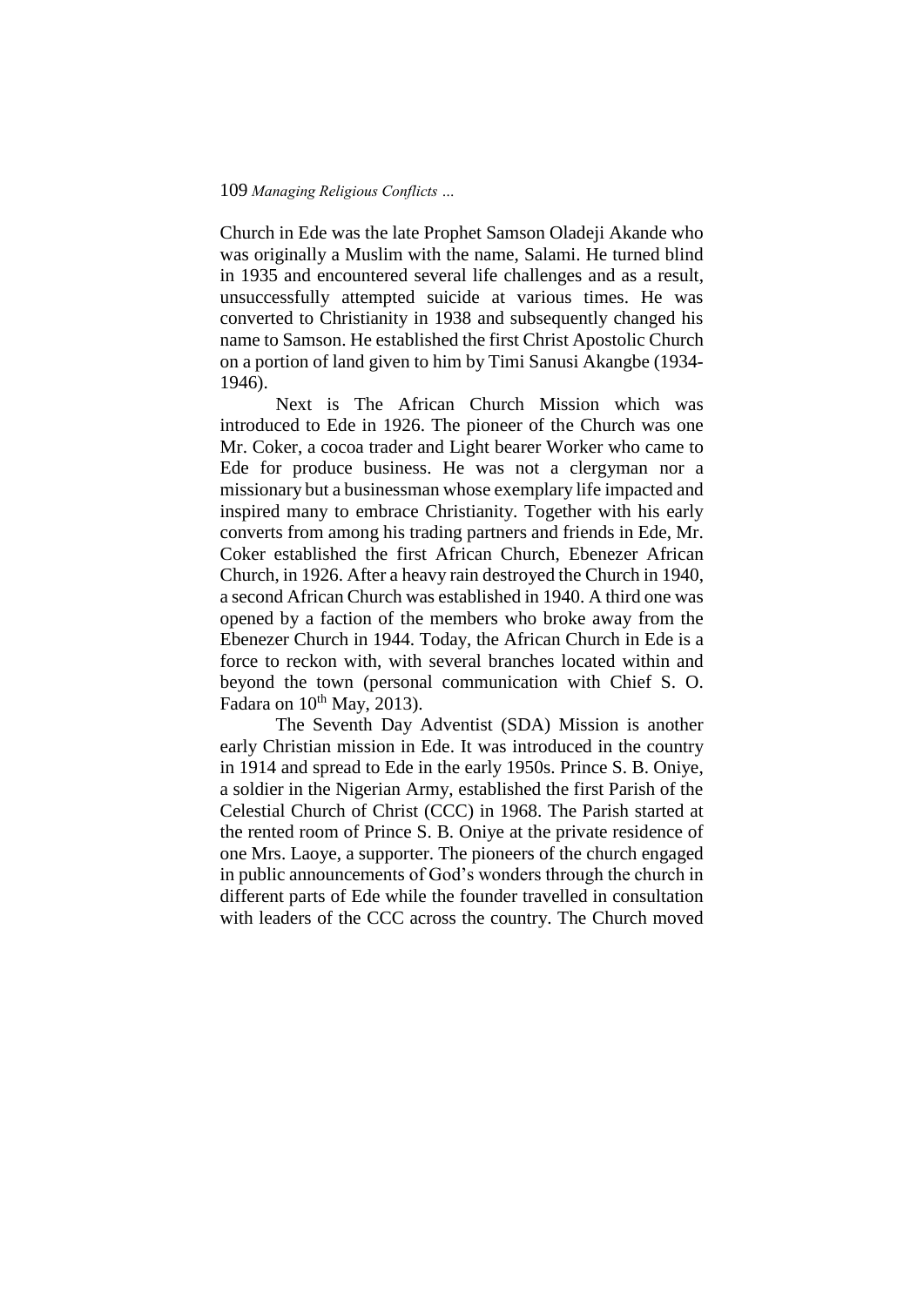Church in Ede was the late Prophet Samson Oladeji Akande who was originally a Muslim with the name, Salami. He turned blind in 1935 and encountered several life challenges and as a result, unsuccessfully attempted suicide at various times. He was converted to Christianity in 1938 and subsequently changed his name to Samson. He established the first Christ Apostolic Church on a portion of land given to him by Timi Sanusi Akangbe (1934-1946).

Next is The African Church Mission which was introduced to Ede in 1926. The pioneer of the Church was one Mr. Coker, a cocoa trader and Light bearer Worker who came to Ede for produce business. He was not a clergyman nor a missionary but a businessman whose exemplary life impacted and inspired many to embrace Christianity. Together with his early converts from among his trading partners and friends in Ede, Mr. Coker established the first African Church, Ebenezer African Church, in 1926. After a heavy rain destroyed the Church in 1940, a second African Church was established in 1940. A third one was opened by a faction of the members who broke away from the Ebenezer Church in 1944. Today, the African Church in Ede is a force to reckon with, with several branches located within and beyond the town (personal communication with Chief S. O. Fadara on 10th May, 2013).

The Seventh Day Adventist (SDA) Mission is another early Christian mission in Ede. It was introduced in the country in 1914 and spread to Ede in the early 1950s. Prince S. B. Oniye, a soldier in the Nigerian Army, established the first Parish of the Celestial Church of Christ (CCC) in 1968. The Parish started at the rented room of Prince S. B. Oniye at the private residence of one Mrs. Laoye, a supporter. The pioneers of the church engaged in public announcements of God's wonders through the church in different parts of Ede while the founder travelled in consultation with leaders of the CCC across the country. The Church moved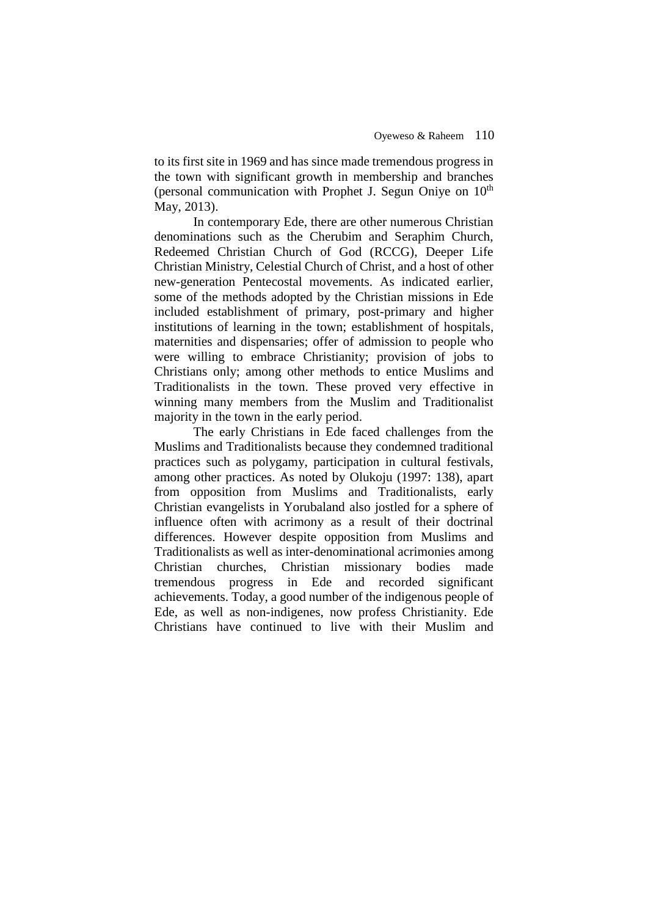to its first site in 1969 and has since made tremendous progress in the town with significant growth in membership and branches (personal communication with Prophet J. Segun Oniye on 10th May, 2013).

In contemporary Ede, there are other numerous Christian denominations such as the Cherubim and Seraphim Church, Redeemed Christian Church of God (RCCG), Deeper Life Christian Ministry, Celestial Church of Christ, and a host of other new-generation Pentecostal movements. As indicated earlier, some of the methods adopted by the Christian missions in Ede included establishment of primary, post-primary and higher institutions of learning in the town; establishment of hospitals, maternities and dispensaries; offer of admission to people who were willing to embrace Christianity; provision of jobs to Christians only; among other methods to entice Muslims and Traditionalists in the town. These proved very effective in winning many members from the Muslim and Traditionalist majority in the town in the early period.

The early Christians in Ede faced challenges from the Muslims and Traditionalists because they condemned traditional practices such as polygamy, participation in cultural festivals, among other practices. As noted by Olukoju (1997: 138), apart from opposition from Muslims and Traditionalists, early Christian evangelists in Yorubaland also jostled for a sphere of influence often with acrimony as a result of their doctrinal differences. However despite opposition from Muslims and Traditionalists as well as inter-denominational acrimonies among Christian churches, Christian missionary bodies made tremendous progress in Ede and recorded significant achievements. Today, a good number of the indigenous people of Ede, as well as non-indigenes, now profess Christianity. Ede Christians have continued to live with their Muslim and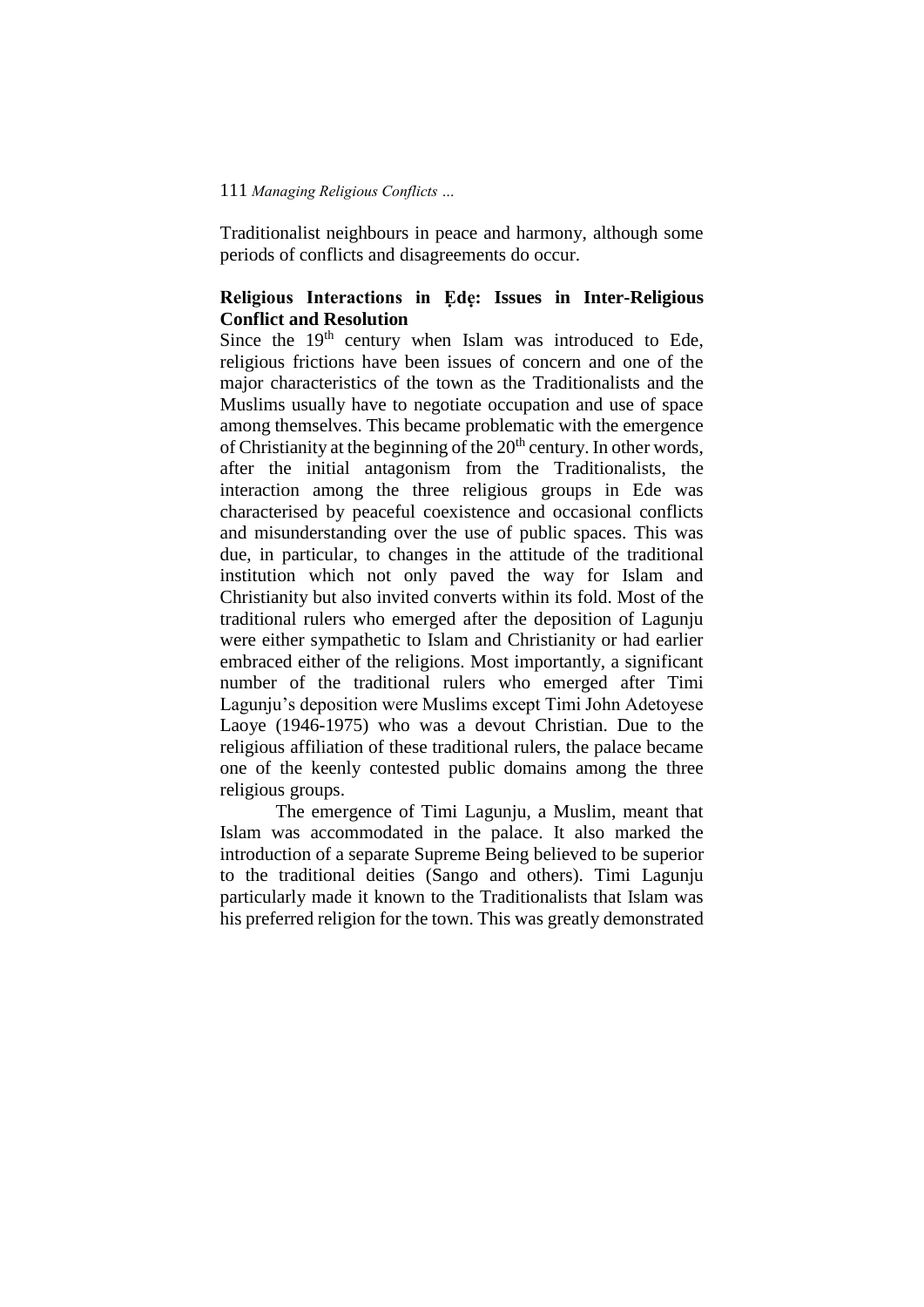Traditionalist neighbours in peace and harmony, although some periods of conflicts and disagreements do occur.

## Religious Interactions in Ẹdẹ: Issues in Inter-Religious Conflict and Resolution

Since the 19th century when Islam was introduced to Ede, religious frictions have been issues of concern and one of the major characteristics of the town as the Traditionalists and the Muslims usually have to negotiate occupation and use of space among themselves. This became problematic with the emergence of Christianity at the beginning of the 20th century. In other words, after the initial antagonism from the Traditionalists, the interaction among the three religious groups in Ede was characterised by peaceful coexistence and occasional conflicts and misunderstanding over the use of public spaces. This was due, in particular, to changes in the attitude of the traditional institution which not only paved the way for Islam and Christianity but also invited converts within its fold. Most of the traditional rulers who emerged after the deposition of Lagunju were either sympathetic to Islam and Christianity or had earlier embraced either of the religions. Most importantly, a significant number of the traditional rulers who emerged after Timi Lagunju's deposition were Muslims except Timi John Adetoyese Laoye (1946-1975) who was a devout Christian. Due to the religious affiliation of these traditional rulers, the palace became one of the keenly contested public domains among the three religious groups.

The emergence of Timi Lagunju, a Muslim, meant that Islam was accommodated in the palace. It also marked the introduction of a separate Supreme Being believed to be superior to the traditional deities (Sango and others). Timi Lagunju particularly made it known to the Traditionalists that Islam was his preferred religion for the town. This was greatly demonstrated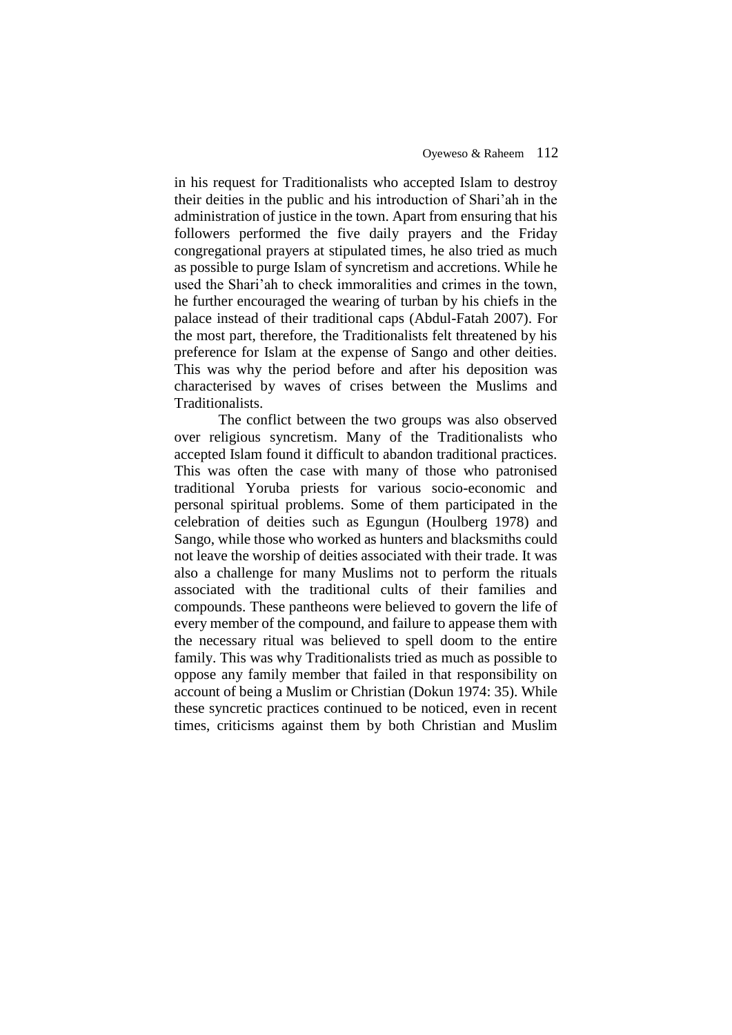in his request for Traditionalists who accepted Islam to destroy their deities in the public and his introduction of Shari'ah in the administration of justice in the town. Apart from ensuring that his followers performed the five daily prayers and the Friday congregational prayers at stipulated times, he also tried as much as possible to purge Islam of syncretism and accretions. While he used the Shari'ah to check immoralities and crimes in the town, he further encouraged the wearing of turban by his chiefs in the palace instead of their traditional caps (Abdul-Fatah 2007). For the most part, therefore, the Traditionalists felt threatened by his preference for Islam at the expense of Sango and other deities. This was why the period before and after his deposition was characterised by waves of crises between the Muslims and Traditionalists.

The conflict between the two groups was also observed over religious syncretism. Many of the Traditionalists who accepted Islam found it difficult to abandon traditional practices. This was often the case with many of those who patronised traditional Yoruba priests for various socio-economic and personal spiritual problems. Some of them participated in the celebration of deities such as Egungun (Houlberg 1978) and Sango, while those who worked as hunters and blacksmiths could not leave the worship of deities associated with their trade. It was also a challenge for many Muslims not to perform the rituals associated with the traditional cults of their families and compounds. These pantheons were believed to govern the life of every member of the compound, and failure to appease them with the necessary ritual was believed to spell doom to the entire family. This was why Traditionalists tried as much as possible to oppose any family member that failed in that responsibility on account of being a Muslim or Christian (Dokun 1974: 35). While these syncretic practices continued to be noticed, even in recent times, criticisms against them by both Christian and Muslim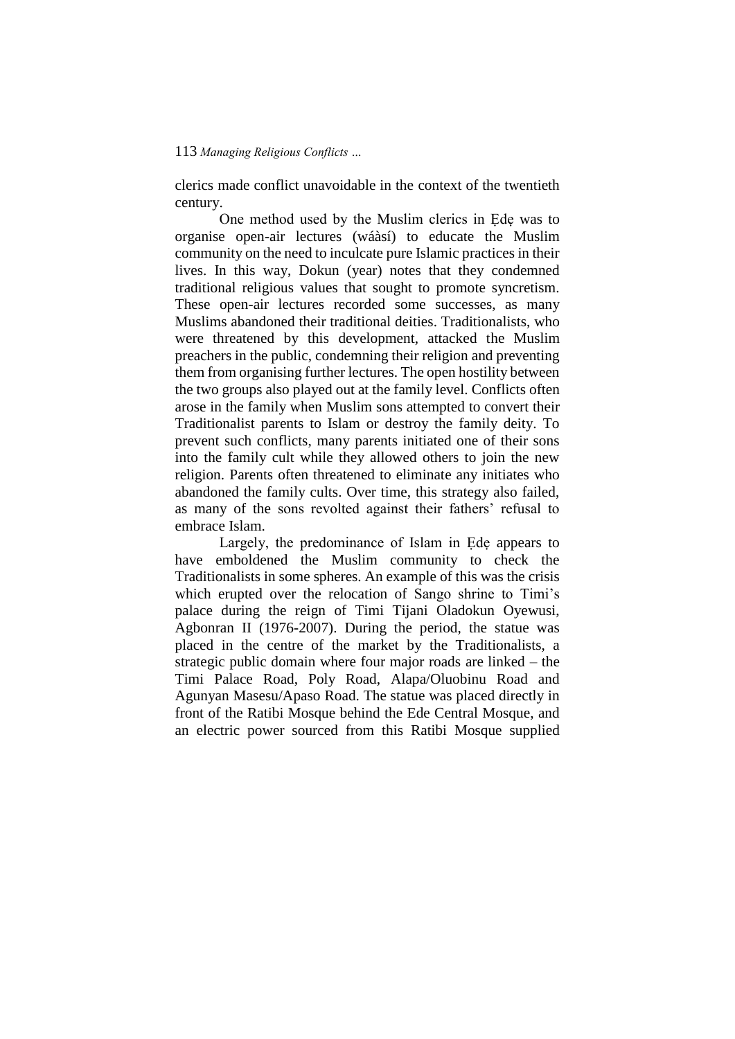clerics made conflict unavoidable in the context of the twentieth century.

One method used by the Muslim clerics in Ẹdẹ was to organise open-air lectures (wáàsí) to educate the Muslim community on the need to inculcate pure Islamic practices in their lives. In this way, Dokun (year) notes that they condemned traditional religious values that sought to promote syncretism. These open-air lectures recorded some successes, as many Muslims abandoned their traditional deities. Traditionalists, who were threatened by this development, attacked the Muslim preachers in the public, condemning their religion and preventing them from organising further lectures. The open hostility between the two groups also played out at the family level. Conflicts often arose in the family when Muslim sons attempted to convert their Traditionalist parents to Islam or destroy the family deity. To prevent such conflicts, many parents initiated one of their sons into the family cult while they allowed others to join the new religion. Parents often threatened to eliminate any initiates who abandoned the family cults. Over time, this strategy also failed, as many of the sons revolted against their fathers' refusal to embrace Islam.

Largely, the predominance of Islam in Ẹdẹ appears to have emboldened the Muslim community to check the Traditionalists in some spheres. An example of this was the crisis which erupted over the relocation of Sango shrine to Timi's palace during the reign of Timi Tijani Oladokun Oyewusi, Agbonran II (1976-2007). During the period, the statue was placed in the centre of the market by the Traditionalists, a strategic public domain where four major roads are linked – the Timi Palace Road, Poly Road, Alapa/Oluobinu Road and Agunyan Masesu/Apaso Road. The statue was placed directly in front of the Ratibi Mosque behind the Ede Central Mosque, and an electric power sourced from this Ratibi Mosque supplied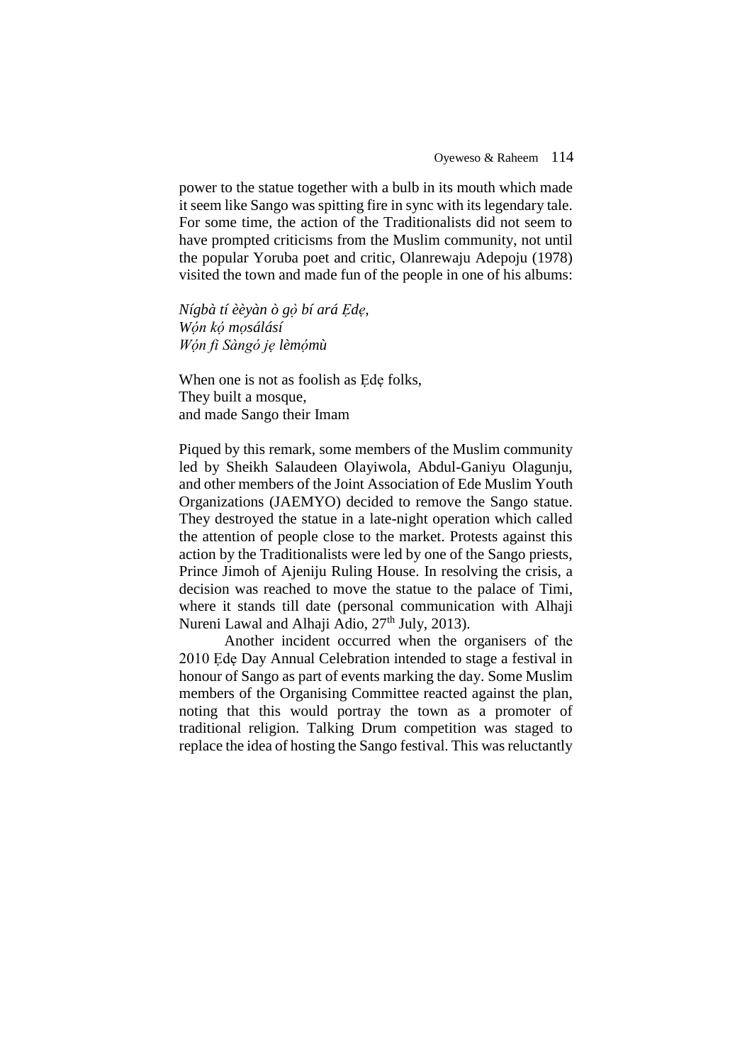power to the statue together with a bulb in its mouth which made it seem like Sango was spitting fire in sync with its legendary tale. For some time, the action of the Traditionalists did not seem to have prompted criticisms from the Muslim community, not until the popular Yoruba poet and critic, Olanrewaju Adepoju (1978) visited the town and made fun of the people in one of his albums:

*Nígbà tí èèyàn ò gọ̀ bí ará Ẹdẹ,*  
*Wọ́n kọ́ mọsálásí*  
*Wọ́n fi Sàngó jẹ lèmọ́mù*

When one is not as foolish as Ẹdẹ folks,  
They built a mosque,  
and made Sango their Imam

Piqued by this remark, some members of the Muslim community led by Sheikh Salaudeen Olayiwola, Abdul-Ganiyu Olagunju, and other members of the Joint Association of Ede Muslim Youth Organizations (JAEMYO) decided to remove the Sango statue. They destroyed the statue in a late-night operation which called the attention of people close to the market. Protests against this action by the Traditionalists were led by one of the Sango priests, Prince Jimoh of Ajeniju Ruling House. In resolving the crisis, a decision was reached to move the statue to the palace of Timi, where it stands till date (personal communication with Alhaji Nureni Lawal and Alhaji Adio, 27th July, 2013).

Another incident occurred when the organisers of the 2010 Ẹdẹ Day Annual Celebration intended to stage a festival in honour of Sango as part of events marking the day. Some Muslim members of the Organising Committee reacted against the plan, noting that this would portray the town as a promoter of traditional religion. Talking Drum competition was staged to replace the idea of hosting the Sango festival. This was reluctantly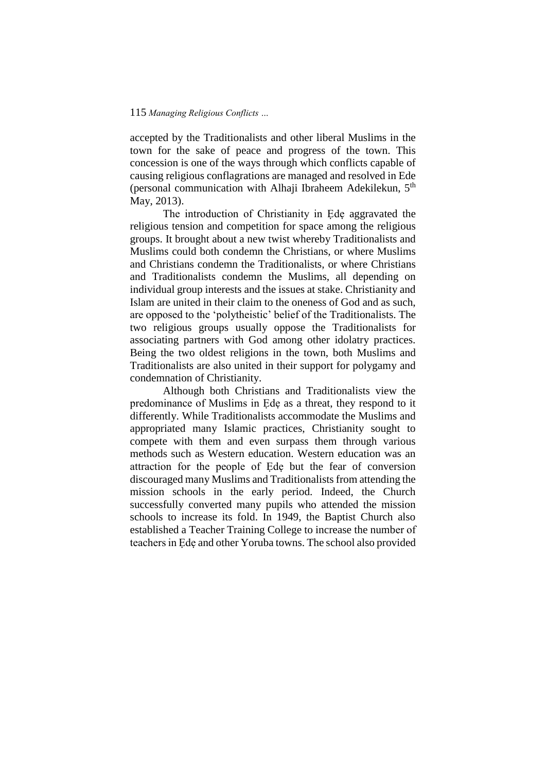accepted by the Traditionalists and other liberal Muslims in the town for the sake of peace and progress of the town. This concession is one of the ways through which conflicts capable of causing religious conflagrations are managed and resolved in Ede (personal communication with Alhaji Ibraheem Adekilekun, 5th May, 2013).

The introduction of Christianity in Ẹdẹ aggravated the religious tension and competition for space among the religious groups. It brought about a new twist whereby Traditionalists and Muslims could both condemn the Christians, or where Muslims and Christians condemn the Traditionalists, or where Christians and Traditionalists condemn the Muslims, all depending on individual group interests and the issues at stake. Christianity and Islam are united in their claim to the oneness of God and as such, are opposed to the 'polytheistic' belief of the Traditionalists. The two religious groups usually oppose the Traditionalists for associating partners with God among other idolatry practices. Being the two oldest religions in the town, both Muslims and Traditionalists are also united in their support for polygamy and condemnation of Christianity.

Although both Christians and Traditionalists view the predominance of Muslims in Ẹdẹ as a threat, they respond to it differently. While Traditionalists accommodate the Muslims and appropriated many Islamic practices, Christianity sought to compete with them and even surpass them through various methods such as Western education. Western education was an attraction for the people of Ẹdẹ but the fear of conversion discouraged many Muslims and Traditionalists from attending the mission schools in the early period. Indeed, the Church successfully converted many pupils who attended the mission schools to increase its fold. In 1949, the Baptist Church also established a Teacher Training College to increase the number of teachers in Ẹdẹ and other Yoruba towns. The school also provided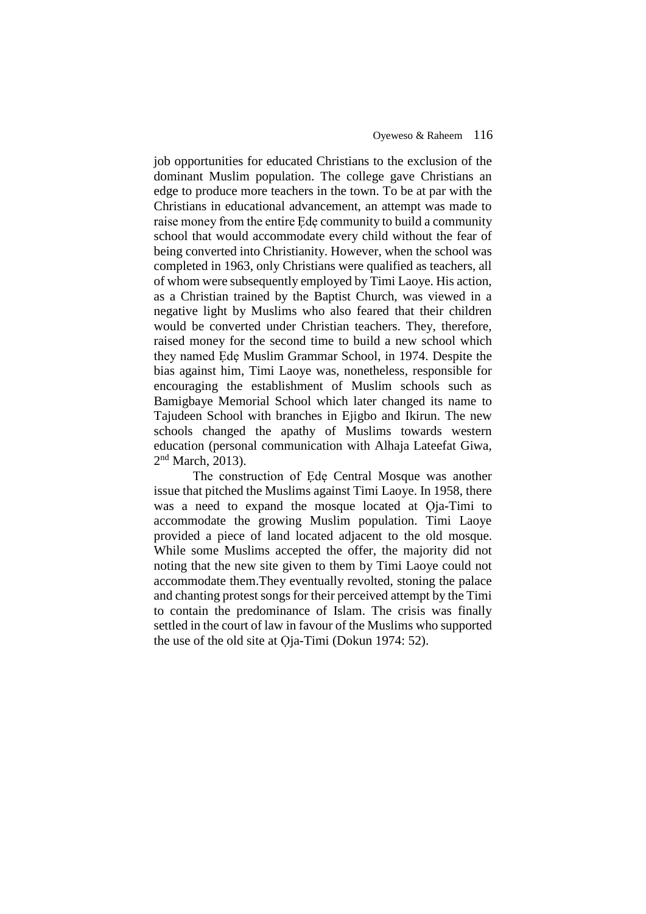job opportunities for educated Christians to the exclusion of the dominant Muslim population. The college gave Christians an edge to produce more teachers in the town. To be at par with the Christians in educational advancement, an attempt was made to raise money from the entire Ẹdẹ community to build a community school that would accommodate every child without the fear of being converted into Christianity. However, when the school was completed in 1963, only Christians were qualified as teachers, all of whom were subsequently employed by Timi Laoye. His action, as a Christian trained by the Baptist Church, was viewed in a negative light by Muslims who also feared that their children would be converted under Christian teachers. They, therefore, raised money for the second time to build a new school which they named Ẹdẹ Muslim Grammar School, in 1974. Despite the bias against him, Timi Laoye was, nonetheless, responsible for encouraging the establishment of Muslim schools such as Bamigbaye Memorial School which later changed its name to Tajudeen School with branches in Ejigbo and Ikirun. The new schools changed the apathy of Muslims towards western education (personal communication with Alhaja Lateefat Giwa, 2nd March, 2013).

The construction of Ẹdẹ Central Mosque was another issue that pitched the Muslims against Timi Laoye. In 1958, there was a need to expand the mosque located at Ọja-Timi to accommodate the growing Muslim population. Timi Laoye provided a piece of land located adjacent to the old mosque. While some Muslims accepted the offer, the majority did not noting that the new site given to them by Timi Laoye could not accommodate them.They eventually revolted, stoning the palace and chanting protest songs for their perceived attempt by the Timi to contain the predominance of Islam. The crisis was finally settled in the court of law in favour of the Muslims who supported the use of the old site at Ọja-Timi (Dokun 1974: 52).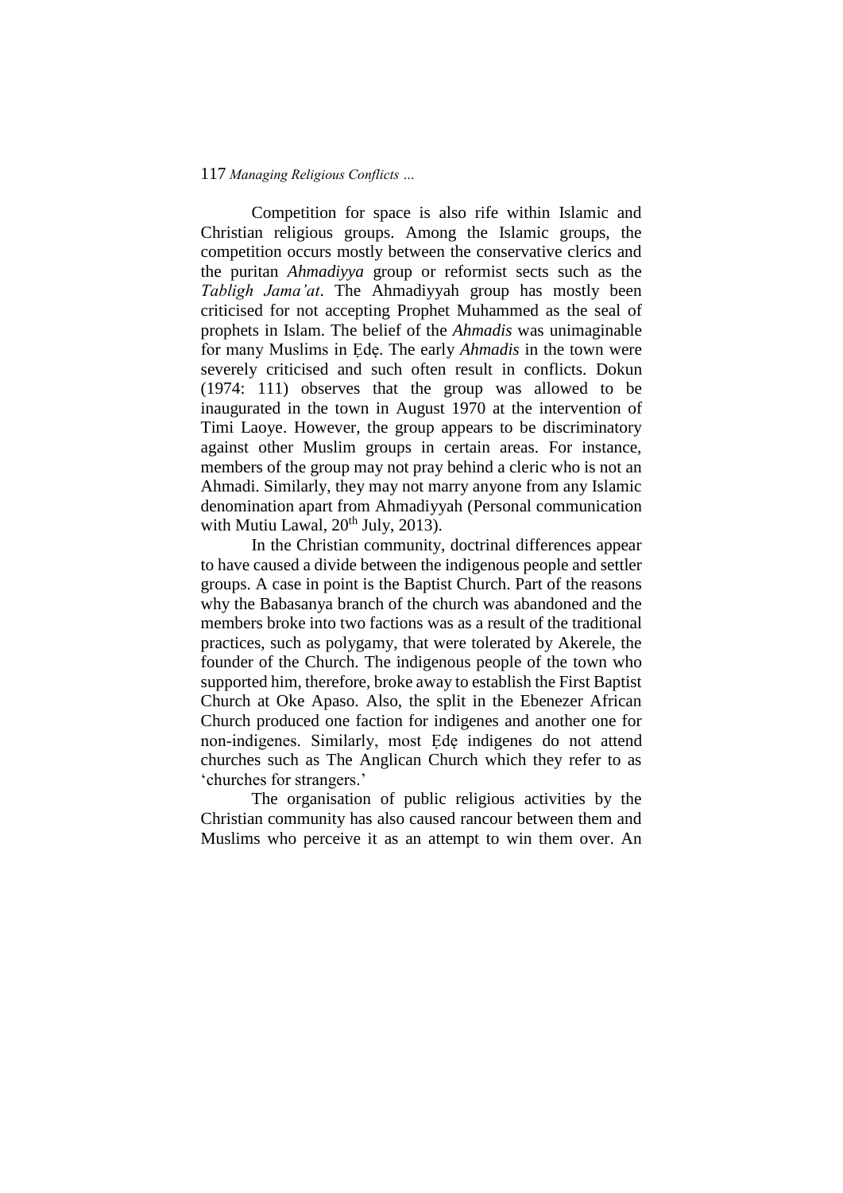Competition for space is also rife within Islamic and Christian religious groups. Among the Islamic groups, the competition occurs mostly between the conservative clerics and the puritan *Ahmadiyya* group or reformist sects such as the *Tabligh Jama'at*. The Ahmadiyyah group has mostly been criticised for not accepting Prophet Muhammed as the seal of prophets in Islam. The belief of the *Ahmadis* was unimaginable for many Muslims in Ẹdẹ. The early *Ahmadis* in the town were severely criticised and such often result in conflicts. Dokun (1974: 111) observes that the group was allowed to be inaugurated in the town in August 1970 at the intervention of Timi Laoye. However, the group appears to be discriminatory against other Muslim groups in certain areas. For instance, members of the group may not pray behind a cleric who is not an Ahmadi. Similarly, they may not marry anyone from any Islamic denomination apart from Ahmadiyyah (Personal communication with Mutiu Lawal, 20th July, 2013).

In the Christian community, doctrinal differences appear to have caused a divide between the indigenous people and settler groups. A case in point is the Baptist Church. Part of the reasons why the Babasanya branch of the church was abandoned and the members broke into two factions was as a result of the traditional practices, such as polygamy, that were tolerated by Akerele, the founder of the Church. The indigenous people of the town who supported him, therefore, broke away to establish the First Baptist Church at Oke Apaso. Also, the split in the Ebenezer African Church produced one faction for indigenes and another one for non-indigenes. Similarly, most Ẹdẹ indigenes do not attend churches such as The Anglican Church which they refer to as 'churches for strangers.'

The organisation of public religious activities by the Christian community has also caused rancour between them and Muslims who perceive it as an attempt to win them over. An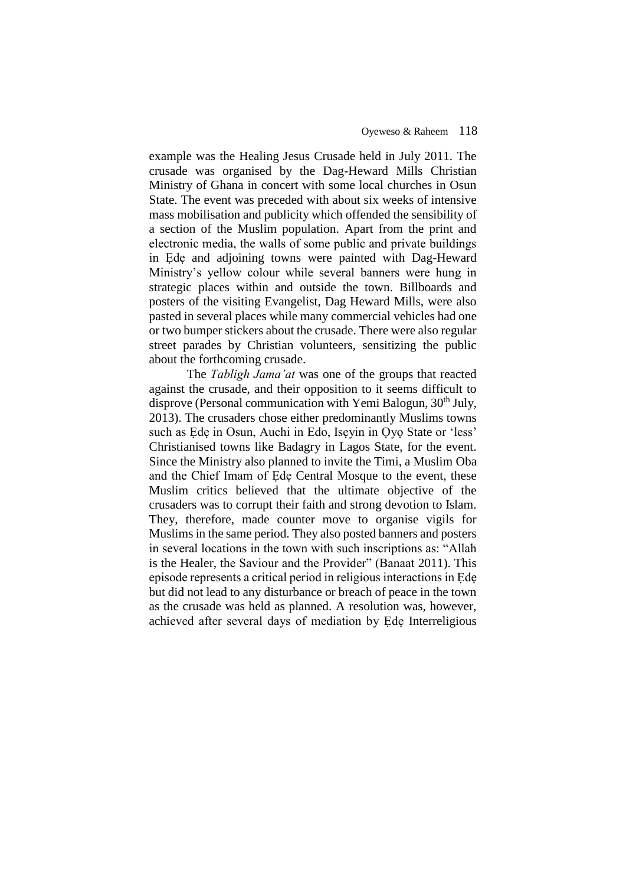example was the Healing Jesus Crusade held in July 2011. The crusade was organised by the Dag-Heward Mills Christian Ministry of Ghana in concert with some local churches in Osun State. The event was preceded with about six weeks of intensive mass mobilisation and publicity which offended the sensibility of a section of the Muslim population. Apart from the print and electronic media, the walls of some public and private buildings in Ẹdẹ and adjoining towns were painted with Dag-Heward Ministry's yellow colour while several banners were hung in strategic places within and outside the town. Billboards and posters of the visiting Evangelist, Dag Heward Mills, were also pasted in several places while many commercial vehicles had one or two bumper stickers about the crusade. There were also regular street parades by Christian volunteers, sensitizing the public about the forthcoming crusade.

The *Tabligh Jama'at* was one of the groups that reacted against the crusade, and their opposition to it seems difficult to disprove (Personal communication with Yemi Balogun, 30th July, 2013). The crusaders chose either predominantly Muslims towns such as Ẹdẹ in Osun, Auchi in Edo, Isẹyin in Ọyọ State or 'less' Christianised towns like Badagry in Lagos State, for the event. Since the Ministry also planned to invite the Timi, a Muslim Oba and the Chief Imam of Ẹdẹ Central Mosque to the event, these Muslim critics believed that the ultimate objective of the crusaders was to corrupt their faith and strong devotion to Islam. They, therefore, made counter move to organise vigils for Muslims in the same period. They also posted banners and posters in several locations in the town with such inscriptions as: "Allah is the Healer, the Saviour and the Provider" (Banaat 2011). This episode represents a critical period in religious interactions in Ẹdẹ but did not lead to any disturbance or breach of peace in the town as the crusade was held as planned. A resolution was, however, achieved after several days of mediation by Ẹdẹ Interreligious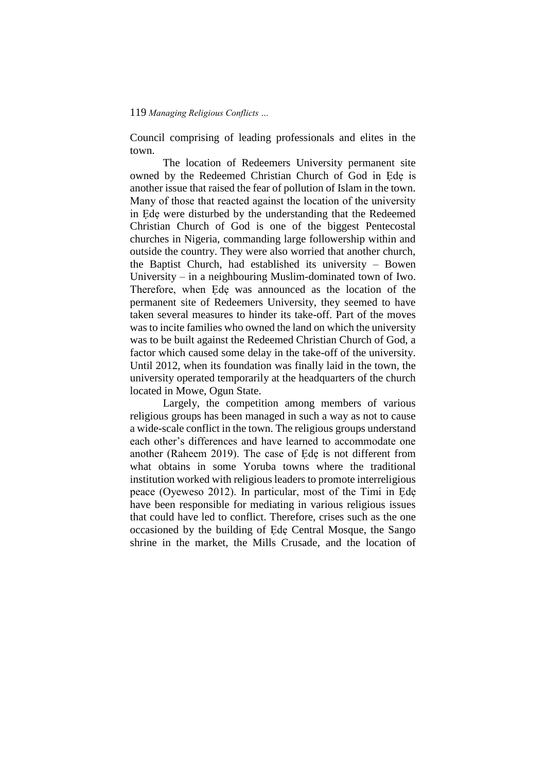Council comprising of leading professionals and elites in the town.

The location of Redeemers University permanent site owned by the Redeemed Christian Church of God in Ẹdẹ is another issue that raised the fear of pollution of Islam in the town. Many of those that reacted against the location of the university in Ẹdẹ were disturbed by the understanding that the Redeemed Christian Church of God is one of the biggest Pentecostal churches in Nigeria, commanding large followership within and outside the country. They were also worried that another church, the Baptist Church, had established its university – Bowen University – in a neighbouring Muslim-dominated town of Iwo. Therefore, when Ẹdẹ was announced as the location of the permanent site of Redeemers University, they seemed to have taken several measures to hinder its take-off. Part of the moves was to incite families who owned the land on which the university was to be built against the Redeemed Christian Church of God, a factor which caused some delay in the take-off of the university. Until 2012, when its foundation was finally laid in the town, the university operated temporarily at the headquarters of the church located in Mowe, Ogun State.

Largely, the competition among members of various religious groups has been managed in such a way as not to cause a wide-scale conflict in the town. The religious groups understand each other's differences and have learned to accommodate one another (Raheem 2019). The case of Ẹdẹ is not different from what obtains in some Yoruba towns where the traditional institution worked with religious leaders to promote interreligious peace (Oyeweso 2012). In particular, most of the Timi in Ẹdẹ have been responsible for mediating in various religious issues that could have led to conflict. Therefore, crises such as the one occasioned by the building of Ẹdẹ Central Mosque, the Sango shrine in the market, the Mills Crusade, and the location of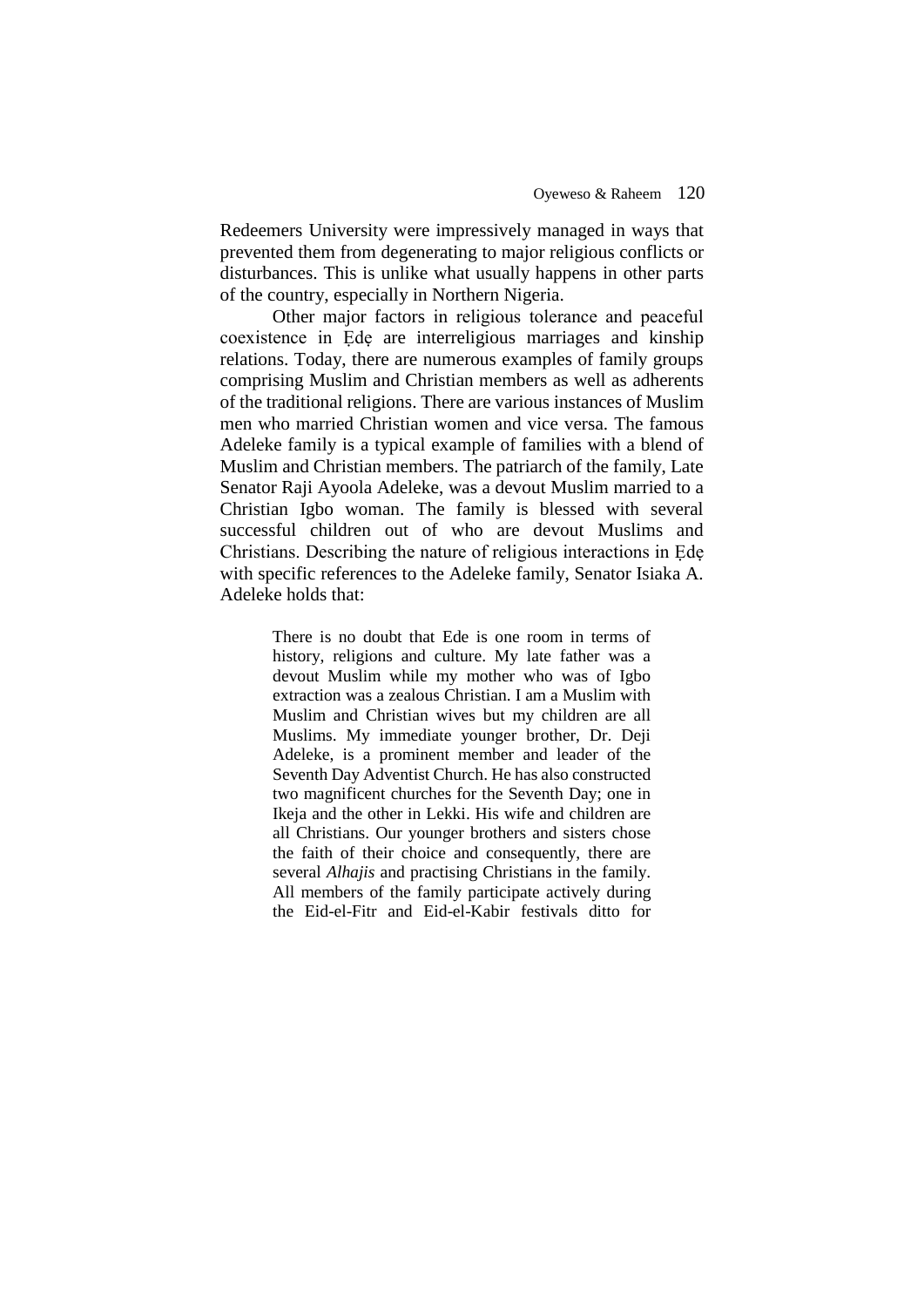Redeemers University were impressively managed in ways that prevented them from degenerating to major religious conflicts or disturbances. This is unlike what usually happens in other parts of the country, especially in Northern Nigeria.

Other major factors in religious tolerance and peaceful coexistence in Ẹdẹ are interreligious marriages and kinship relations. Today, there are numerous examples of family groups comprising Muslim and Christian members as well as adherents of the traditional religions. There are various instances of Muslim men who married Christian women and vice versa. The famous Adeleke family is a typical example of families with a blend of Muslim and Christian members. The patriarch of the family, Late Senator Raji Ayoola Adeleke, was a devout Muslim married to a Christian Igbo woman. The family is blessed with several successful children out of who are devout Muslims and Christians. Describing the nature of religious interactions in Ẹdẹ with specific references to the Adeleke family, Senator Isiaka A. Adeleke holds that:

> There is no doubt that Ede is one room in terms of history, religions and culture. My late father was a devout Muslim while my mother who was of Igbo extraction was a zealous Christian. I am a Muslim with Muslim and Christian wives but my children are all Muslims. My immediate younger brother, Dr. Deji Adeleke, is a prominent member and leader of the Seventh Day Adventist Church. He has also constructed two magnificent churches for the Seventh Day; one in Ikeja and the other in Lekki. His wife and children are all Christians. Our younger brothers and sisters chose the faith of their choice and consequently, there are several *Alhajis* and practising Christians in the family. All members of the family participate actively during the Eid-el-Fitr and Eid-el-Kabir festivals ditto for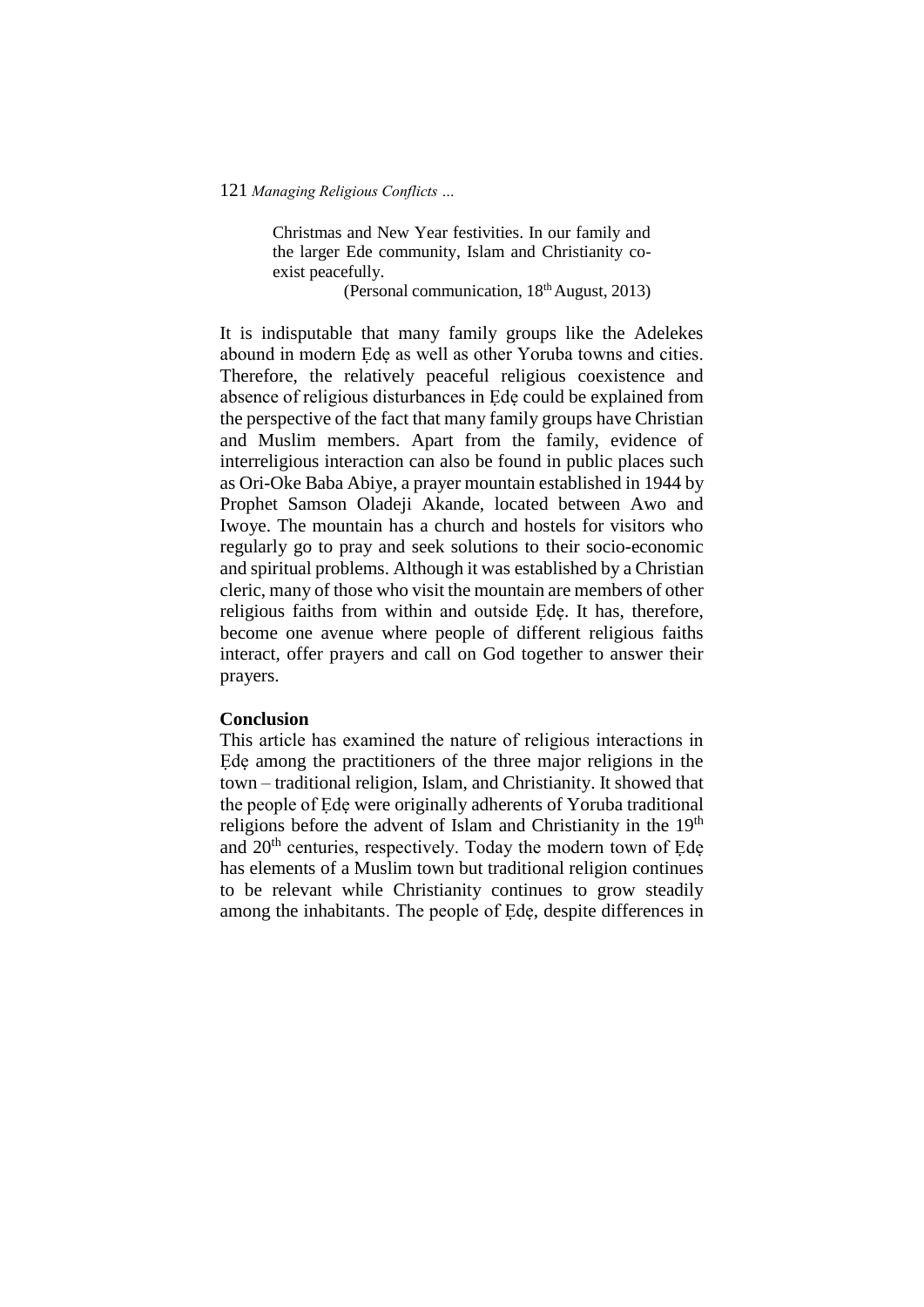> Christmas and New Year festivities. In our family and the larger Ede community, Islam and Christianity co-exist peacefully.
>
> (Personal communication, 18th August, 2013)

It is indisputable that many family groups like the Adelekes abound in modern Ẹdẹ as well as other Yoruba towns and cities. Therefore, the relatively peaceful religious coexistence and absence of religious disturbances in Ẹdẹ could be explained from the perspective of the fact that many family groups have Christian and Muslim members. Apart from the family, evidence of interreligious interaction can also be found in public places such as Ori-Oke Baba Abiye, a prayer mountain established in 1944 by Prophet Samson Oladeji Akande, located between Awo and Iwoye. The mountain has a church and hostels for visitors who regularly go to pray and seek solutions to their socio-economic and spiritual problems. Although it was established by a Christian cleric, many of those who visit the mountain are members of other religious faiths from within and outside Ẹdẹ. It has, therefore, become one avenue where people of different religious faiths interact, offer prayers and call on God together to answer their prayers.

## Conclusion

This article has examined the nature of religious interactions in Ẹdẹ among the practitioners of the three major religions in the town – traditional religion, Islam, and Christianity. It showed that the people of Ẹdẹ were originally adherents of Yoruba traditional religions before the advent of Islam and Christianity in the 19th and 20th centuries, respectively. Today the modern town of Ẹdẹ has elements of a Muslim town but traditional religion continues to be relevant while Christianity continues to grow steadily among the inhabitants. The people of Ẹdẹ, despite differences in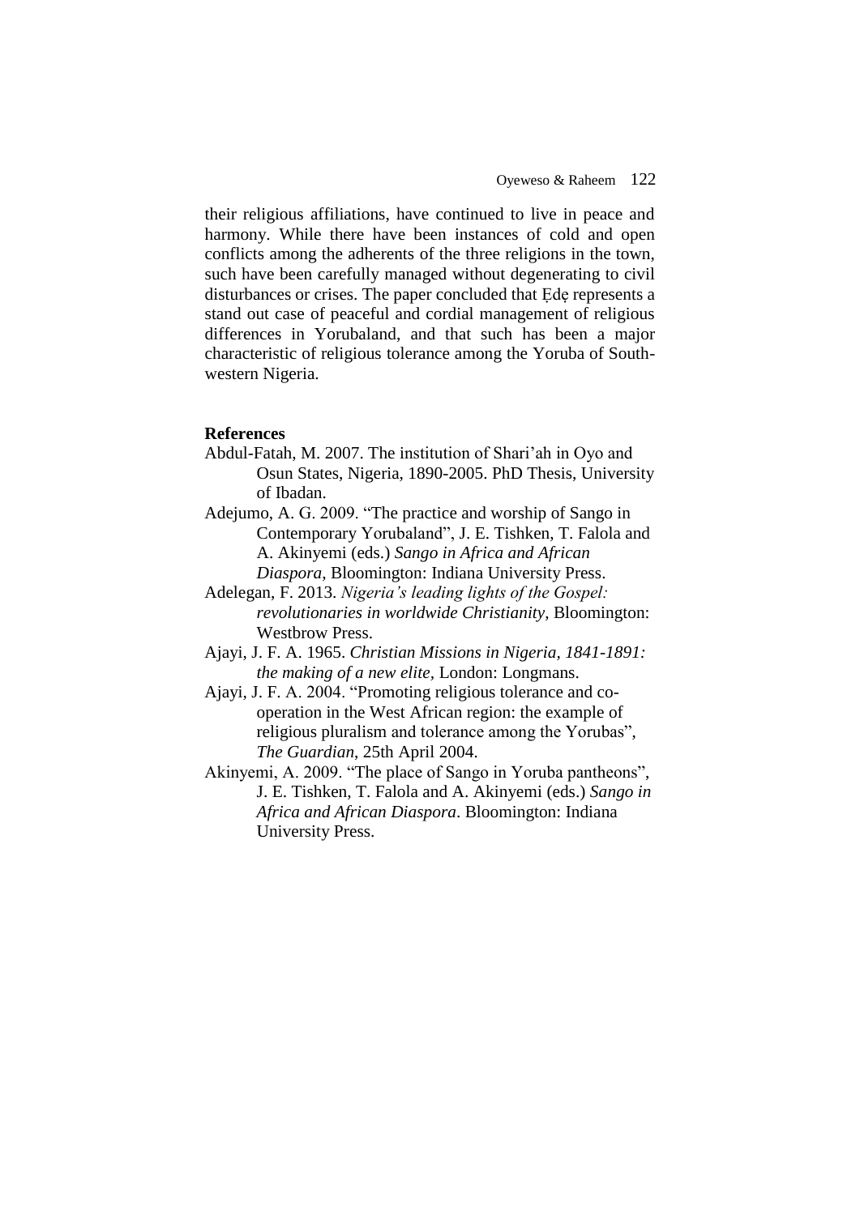their religious affiliations, have continued to live in peace and harmony. While there have been instances of cold and open conflicts among the adherents of the three religions in the town, such have been carefully managed without degenerating to civil disturbances or crises. The paper concluded that Ẹdẹ represents a stand out case of peaceful and cordial management of religious differences in Yorubaland, and that such has been a major characteristic of religious tolerance among the Yoruba of South-western Nigeria.

**References**

Abdul-Fatah, M. 2007. The institution of Shari'ah in Oyo and Osun States, Nigeria, 1890-2005. PhD Thesis, University of Ibadan.

Adejumo, A. G. 2009. "The practice and worship of Sango in Contemporary Yorubaland", J. E. Tishken, T. Falola and A. Akinyemi (eds.) *Sango in Africa and African Diaspora*, Bloomington: Indiana University Press.

Adelegan, F. 2013. *Nigeria's leading lights of the Gospel: revolutionaries in worldwide Christianity*, Bloomington: Westbrow Press.

Ajayi, J. F. A. 1965. *Christian Missions in Nigeria, 1841-1891: the making of a new elite*, London: Longmans.

Ajayi, J. F. A. 2004. "Promoting religious tolerance and co-operation in the West African region: the example of religious pluralism and tolerance among the Yorubas", *The Guardian*, 25th April 2004.

Akinyemi, A. 2009. "The place of Sango in Yoruba pantheons", J. E. Tishken, T. Falola and A. Akinyemi (eds.) *Sango in Africa and African Diaspora*. Bloomington: Indiana University Press.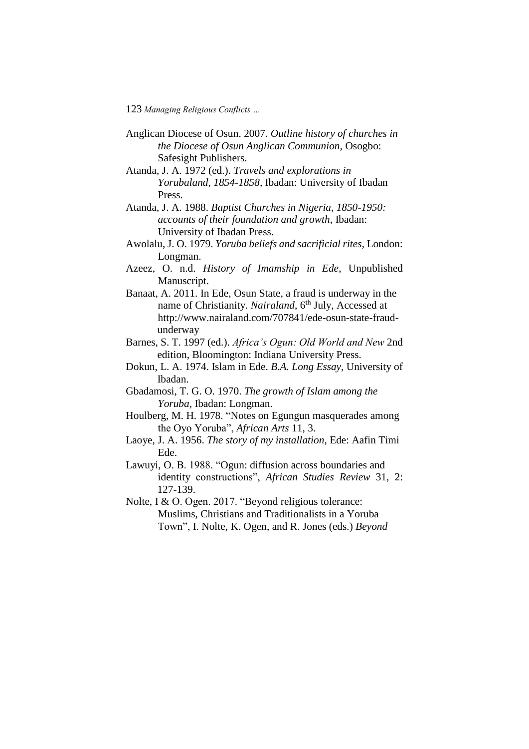Anglican Diocese of Osun. 2007. *Outline history of churches in the Diocese of Osun Anglican Communion*, Osogbo: Safesight Publishers.

Atanda, J. A. 1972 (ed.). *Travels and explorations in Yorubaland, 1854-1858*, Ibadan: University of Ibadan Press.

Atanda, J. A. 1988. *Baptist Churches in Nigeria, 1850-1950: accounts of their foundation and growth*, Ibadan: University of Ibadan Press.

Awolalu, J. O. 1979. *Yoruba beliefs and sacrificial rites*, London: Longman.

Azeez, O. n.d. *History of Imamship in Ede*, Unpublished Manuscript.

Banaat, A. 2011. In Ede, Osun State, a fraud is underway in the name of Christianity. *Nairaland*, 6th July, Accessed at http://www.nairaland.com/707841/ede-osun-state-fraud-underway

Barnes, S. T. 1997 (ed.). *Africa's Ogun: Old World and New* 2nd edition, Bloomington: Indiana University Press.

Dokun, L. A. 1974. Islam in Ede. *B.A. Long Essay*, University of Ibadan.

Gbadamosi, T. G. O. 1970. *The growth of Islam among the Yoruba*, Ibadan: Longman.

Houlberg, M. H. 1978. "Notes on Egungun masquerades among the Oyo Yoruba", *African Arts* 11, 3.

Laoye, J. A. 1956. *The story of my installation*, Ede: Aafin Timi Ede.

Lawuyi, O. B. 1988. "Ogun: diffusion across boundaries and identity constructions", *African Studies Review* 31, 2: 127-139.

Nolte, I & O. Ogen. 2017. "Beyond religious tolerance: Muslims, Christians and Traditionalists in a Yoruba Town", I. Nolte, K. Ogen, and R. Jones (eds.) *Beyond*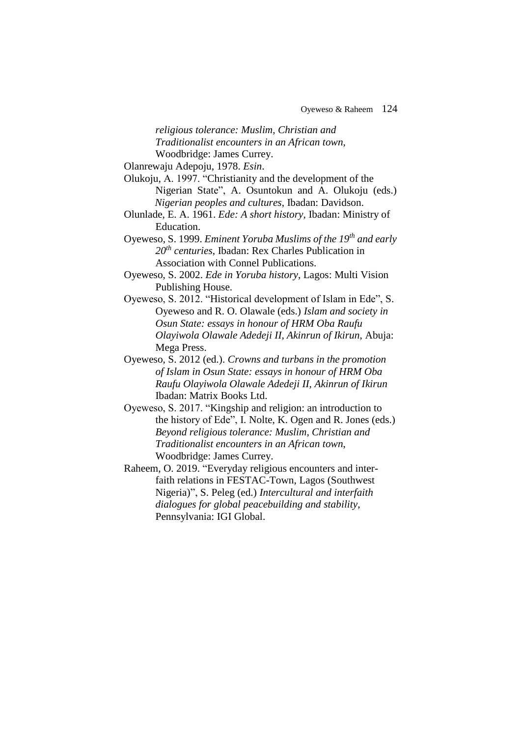*religious tolerance: Muslim, Christian and Traditionalist encounters in an African town*, Woodbridge: James Currey.

Olanrewaju Adepoju, 1978. *Esin*.

Olukoju, A. 1997. "Christianity and the development of the Nigerian State", A. Osuntokun and A. Olukoju (eds.) *Nigerian peoples and cultures*, Ibadan: Davidson.

Olunlade, E. A. 1961. *Ede: A short history*, Ibadan: Ministry of Education.

Oyeweso, S. 1999. *Eminent Yoruba Muslims of the 19th and early 20th centuries*, Ibadan: Rex Charles Publication in Association with Connel Publications.

Oyeweso, S. 2002. *Ede in Yoruba history*, Lagos: Multi Vision Publishing House.

Oyeweso, S. 2012. "Historical development of Islam in Ede", S. Oyeweso and R. O. Olawale (eds.) *Islam and society in Osun State: essays in honour of HRM Oba Raufu Olayiwola Olawale Adedeji II, Akinrun of Ikirun*, Abuja: Mega Press.

Oyeweso, S. 2012 (ed.). *Crowns and turbans in the promotion of Islam in Osun State: essays in honour of HRM Oba Raufu Olayiwola Olawale Adedeji II, Akinrun of Ikirun* Ibadan: Matrix Books Ltd.

Oyeweso, S. 2017. "Kingship and religion: an introduction to the history of Ede", I. Nolte, K. Ogen and R. Jones (eds.) *Beyond religious tolerance: Muslim, Christian and Traditionalist encounters in an African town*, Woodbridge: James Currey.

Raheem, O. 2019. "Everyday religious encounters and inter-faith relations in FESTAC-Town, Lagos (Southwest Nigeria)", S. Peleg (ed.) *Intercultural and interfaith dialogues for global peacebuilding and stability*, Pennsylvania: IGI Global.